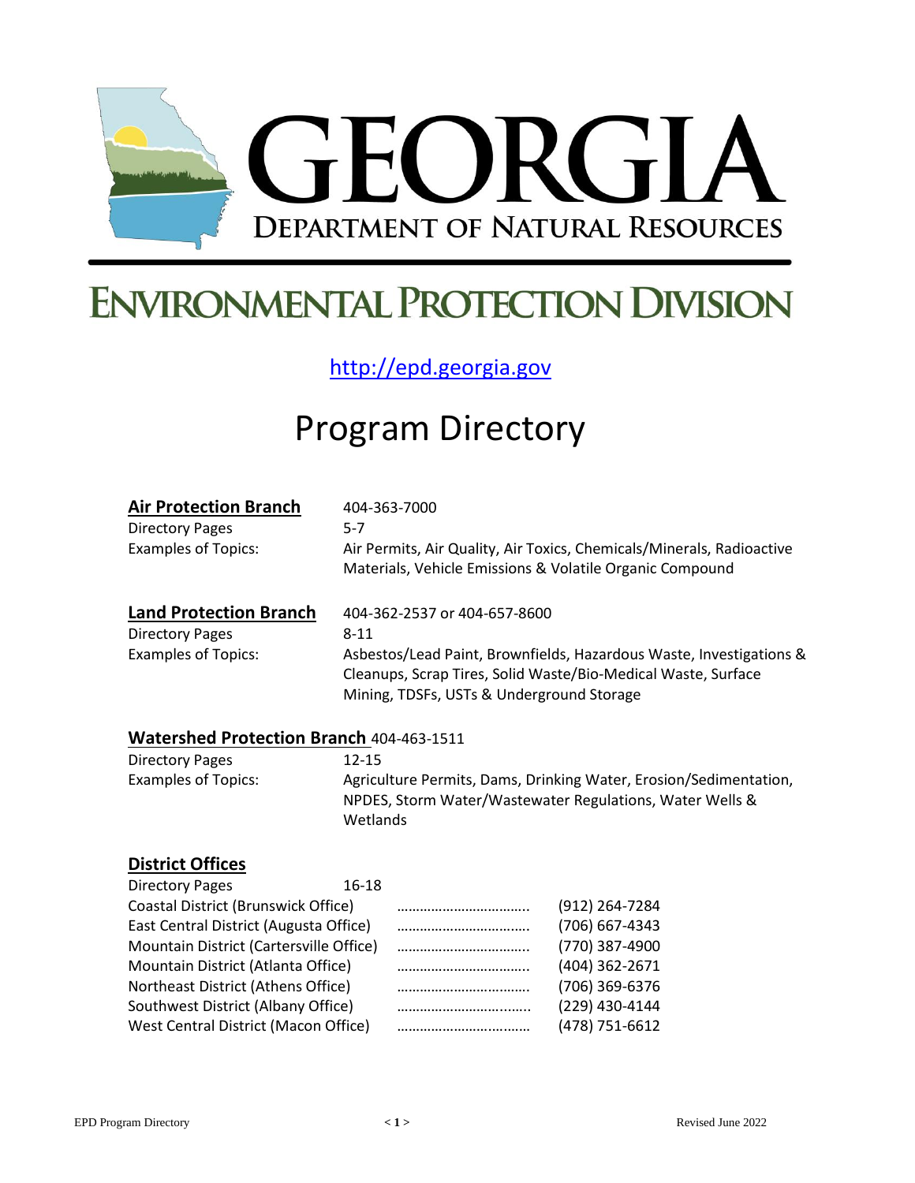# GEORGIA

## DEPARTMENT OF NATURAL RESOURCES

# ENVIRONMENTAL PROTECTION DIVISION

http://epd.georgia.gov

# Program Directory

**Air Protection Branch** 404-363-7000

Directory Pages 5-7

Examples of Topics: Air Permits, Air Quality, Air Toxics, Chemicals/Minerals, Radioactive Materials, Vehicle Emissions & Volatile Organic Compound

**Land Protection Branch** 404-362-2537 or 404-657-8600

Directory Pages 8-11

Examples of Topics: Asbestos/Lead Paint, Brownfields, Hazardous Waste, Investigations & Cleanups, Scrap Tires, Solid Waste/Bio-Medical Waste, Surface Mining, TDSFs, USTs & Underground Storage

**Watershed Protection Branch** 404-463-1511

Directory Pages 12-15

Examples of Topics: Agriculture Permits, Dams, Drinking Water, Erosion/Sedimentation, NPDES, Storm Water/Wastewater Regulations, Water Wells & Wetlands

**District Offices**

Directory Pages 16-18

| Office | Phone |
|---|---|
| Coastal District (Brunswick Office) | (912) 264-7284 |
| East Central District (Augusta Office) | (706) 667-4343 |
| Mountain District (Cartersville Office) | (770) 387-4900 |
| Mountain District (Atlanta Office) | (404) 362-2671 |
| Northeast District (Athens Office) | (706) 369-6376 |
| Southwest District (Albany Office) | (229) 430-4144 |
| West Central District (Macon Office) | (478) 751-6612 |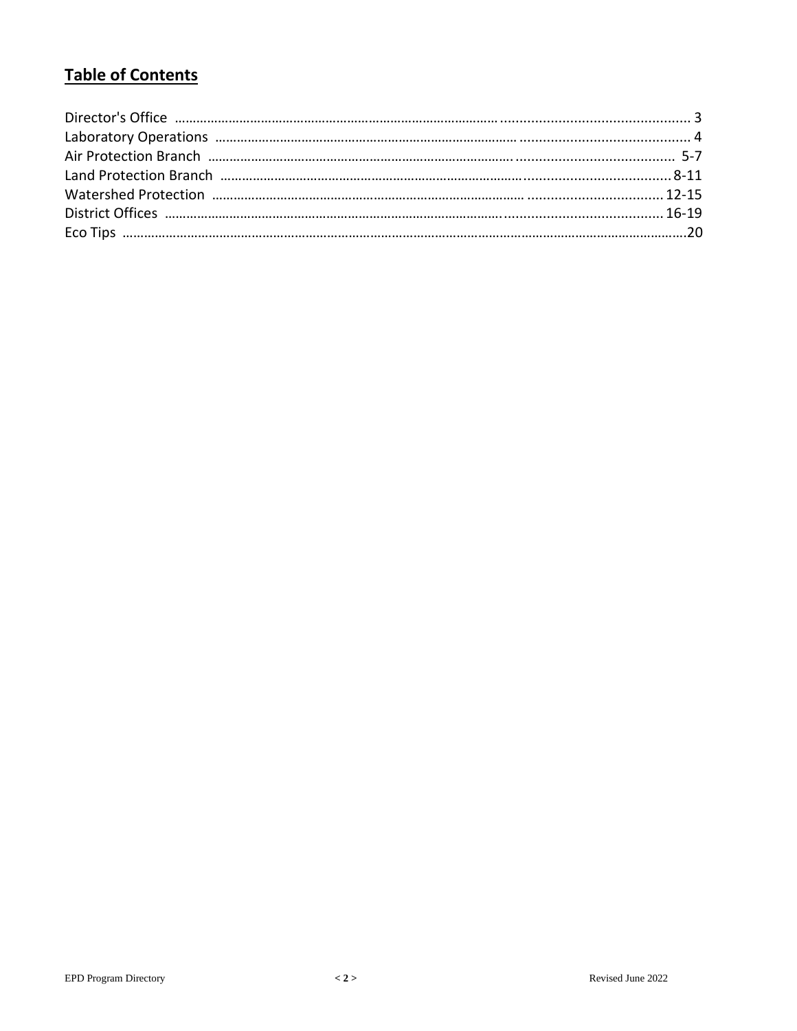## Table of Contents

| | |
|---|---|
| Director's Office | 3 |
| Laboratory Operations | 4 |
| Air Protection Branch | 5-7 |
| Land Protection Branch | 8-11 |
| Watershed Protection | 12-15 |
| District Offices | 16-19 |
| Eco Tips | 20 |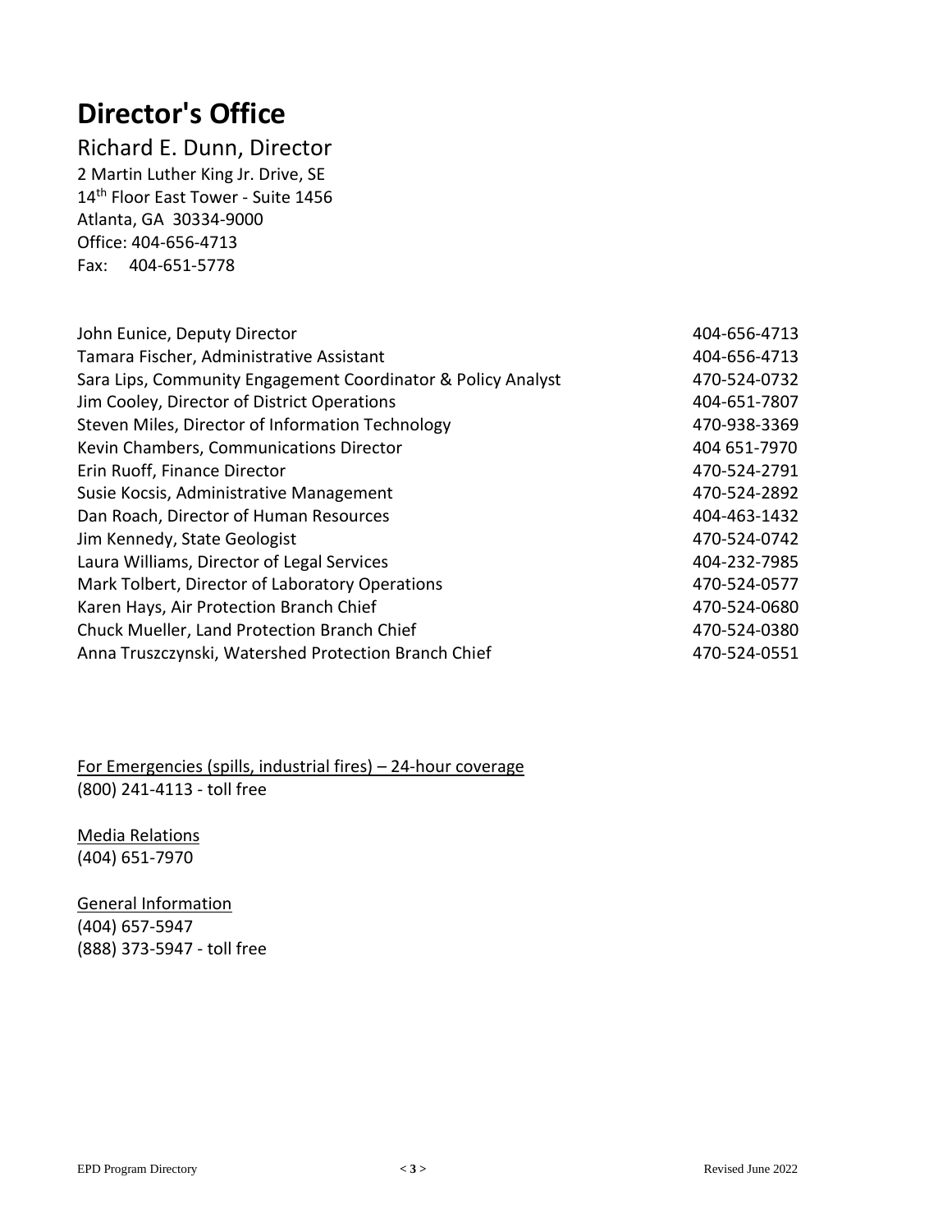# Director's Office

## Richard E. Dunn, Director

2 Martin Luther King Jr. Drive, SE
14th Floor East Tower - Suite 1456
Atlanta, GA 30334-9000
Office: 404-656-4713
Fax: 404-651-5778

| | |
|---|---|
| John Eunice, Deputy Director | 404-656-4713 |
| Tamara Fischer, Administrative Assistant | 404-656-4713 |
| Sara Lips, Community Engagement Coordinator & Policy Analyst | 470-524-0732 |
| Jim Cooley, Director of District Operations | 404-651-7807 |
| Steven Miles, Director of Information Technology | 470-938-3369 |
| Kevin Chambers, Communications Director | 404 651-7970 |
| Erin Ruoff, Finance Director | 470-524-2791 |
| Susie Kocsis, Administrative Management | 470-524-2892 |
| Dan Roach, Director of Human Resources | 404-463-1432 |
| Jim Kennedy, State Geologist | 470-524-0742 |
| Laura Williams, Director of Legal Services | 404-232-7985 |
| Mark Tolbert, Director of Laboratory Operations | 470-524-0577 |
| Karen Hays, Air Protection Branch Chief | 470-524-0680 |
| Chuck Mueller, Land Protection Branch Chief | 470-524-0380 |
| Anna Truszczynski, Watershed Protection Branch Chief | 470-524-0551 |

For Emergencies (spills, industrial fires) – 24-hour coverage
(800) 241-4113 - toll free

Media Relations
(404) 651-7970

General Information
(404) 657-5947
(888) 373-5947 - toll free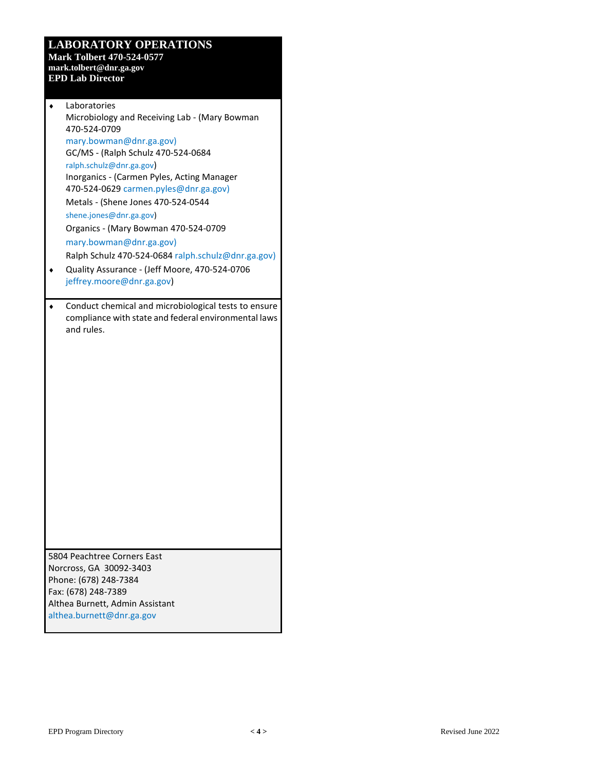# LABORATORY OPERATIONS

**Mark Tolbert 470-524-0577**
**mark.tolbert@dnr.ga.gov**
**EPD Lab Director**

- Laboratories
  Microbiology and Receiving Lab - (Mary Bowman 470-524-0709 mary.bowman@dnr.ga.gov)
  GC/MS - (Ralph Schulz 470-524-0684 ralph.schulz@dnr.ga.gov)
  Inorganics - (Carmen Pyles, Acting Manager 470-524-0629 carmen.pyles@dnr.ga.gov)
  Metals - (Shene Jones 470-524-0544 shene.jones@dnr.ga.gov)
  Organics - (Mary Bowman 470-524-0709 mary.bowman@dnr.ga.gov)
  Ralph Schulz 470-524-0684 ralph.schulz@dnr.ga.gov)
- Quality Assurance - (Jeff Moore, 470-524-0706 jeffrey.moore@dnr.ga.gov)

- Conduct chemical and microbiological tests to ensure compliance with state and federal environmental laws and rules.

5804 Peachtree Corners East
Norcross, GA 30092-3403
Phone: (678) 248-7384
Fax: (678) 248-7389
Althea Burnett, Admin Assistant
althea.burnett@dnr.ga.gov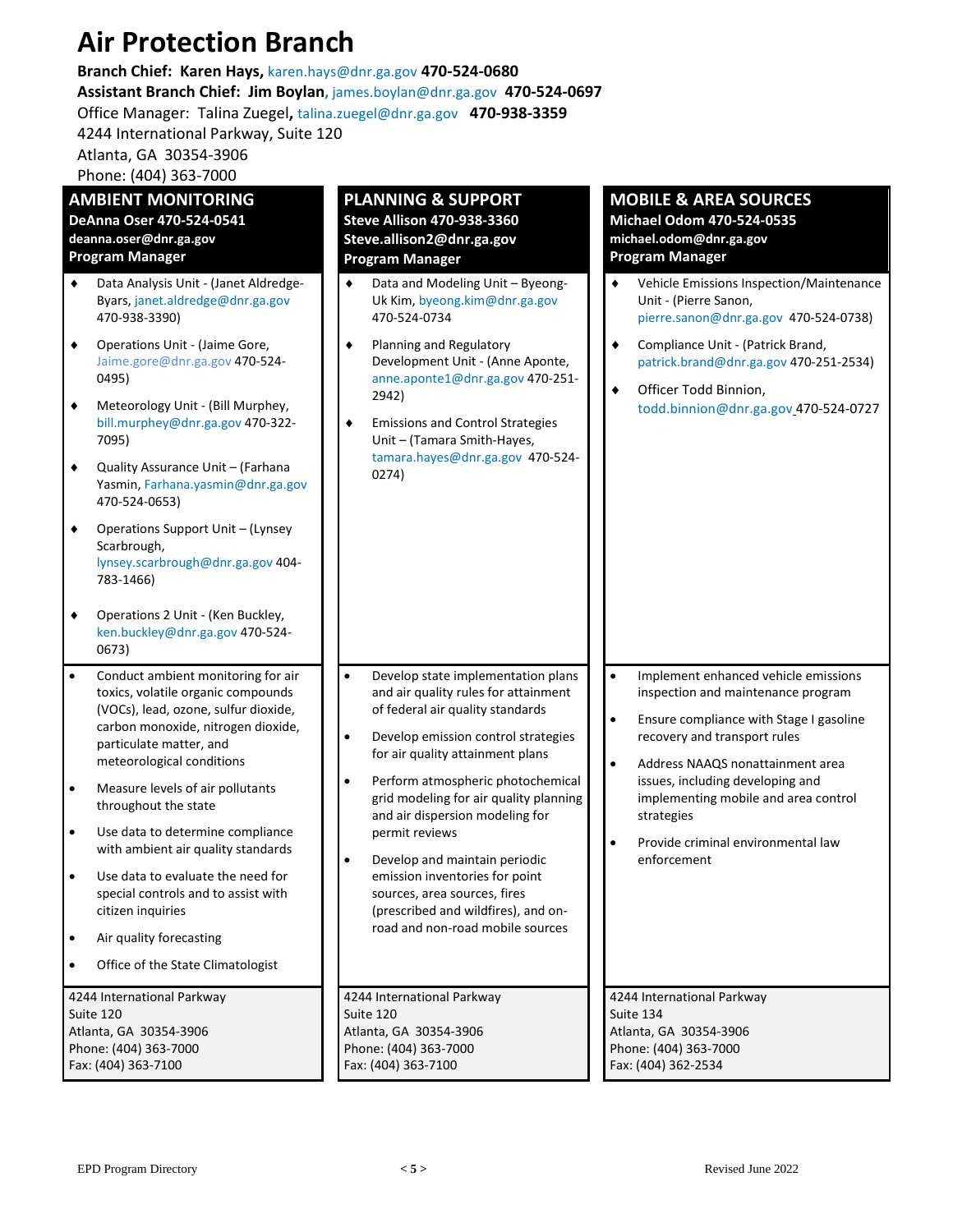# Air Protection Branch

**Branch Chief: Karen Hays,** karen.hays@dnr.ga.gov **470-524-0680**
**Assistant Branch Chief: Jim Boylan,** james.boylan@dnr.ga.gov **470-524-0697**
Office Manager: Talina Zuegel**,** talina.zuegel@dnr.ga.gov **470-938-3359**
4244 International Parkway, Suite 120
Atlanta, GA 30354-3906
Phone: (404) 363-7000

## AMBIENT MONITORING

**DeAnna Oser 470-524-0541**
**deanna.oser@dnr.ga.gov**
**Program Manager**

- Data Analysis Unit - (Janet Aldredge-Byars, janet.aldredge@dnr.ga.gov 470-938-3390)
- Operations Unit - (Jaime Gore, Jaime.gore@dnr.ga.gov 470-524-0495)
- Meteorology Unit - (Bill Murphey, bill.murphey@dnr.ga.gov 470-322-7095)
- Quality Assurance Unit – (Farhana Yasmin, Farhana.yasmin@dnr.ga.gov 470-524-0653)
- Operations Support Unit – (Lynsey Scarbrough, lynsey.scarbrough@dnr.ga.gov 404-783-1466)
- Operations 2 Unit - (Ken Buckley, ken.buckley@dnr.ga.gov 470-524-0673)

- Conduct ambient monitoring for air toxics, volatile organic compounds (VOCs), lead, ozone, sulfur dioxide, carbon monoxide, nitrogen dioxide, particulate matter, and meteorological conditions
- Measure levels of air pollutants throughout the state
- Use data to determine compliance with ambient air quality standards
- Use data to evaluate the need for special controls and to assist with citizen inquiries
- Air quality forecasting
- Office of the State Climatologist

4244 International Parkway
Suite 120
Atlanta, GA 30354-3906
Phone: (404) 363-7000
Fax: (404) 363-7100

## PLANNING & SUPPORT

**Steve Allison 470-938-3360**
**Steve.allison2@dnr.ga.gov**
**Program Manager**

- Data and Modeling Unit – Byeong-Uk Kim, byeong.kim@dnr.ga.gov 470-524-0734
- Planning and Regulatory Development Unit - (Anne Aponte, anne.aponte1@dnr.ga.gov 470-251-2942)
- Emissions and Control Strategies Unit – (Tamara Smith-Hayes, tamara.hayes@dnr.ga.gov 470-524-0274)

- Develop state implementation plans and air quality rules for attainment of federal air quality standards
- Develop emission control strategies for air quality attainment plans
- Perform atmospheric photochemical grid modeling for air quality planning and air dispersion modeling for permit reviews
- Develop and maintain periodic emission inventories for point sources, area sources, fires (prescribed and wildfires), and on-road and non-road mobile sources

4244 International Parkway
Suite 120
Atlanta, GA 30354-3906
Phone: (404) 363-7000
Fax: (404) 363-7100

## MOBILE & AREA SOURCES

**Michael Odom 470-524-0535**
**michael.odom@dnr.ga.gov**
**Program Manager**

- Vehicle Emissions Inspection/Maintenance Unit - (Pierre Sanon, pierre.sanon@dnr.ga.gov 470-524-0738)
- Compliance Unit - (Patrick Brand, patrick.brand@dnr.ga.gov 470-251-2534)
- Officer Todd Binnion, todd.binnion@dnr.ga.gov 470-524-0727

- Implement enhanced vehicle emissions inspection and maintenance program
- Ensure compliance with Stage I gasoline recovery and transport rules
- Address NAAQS nonattainment area issues, including developing and implementing mobile and area control strategies
- Provide criminal environmental law enforcement

4244 International Parkway
Suite 134
Atlanta, GA 30354-3906
Phone: (404) 363-7000
Fax: (404) 362-2534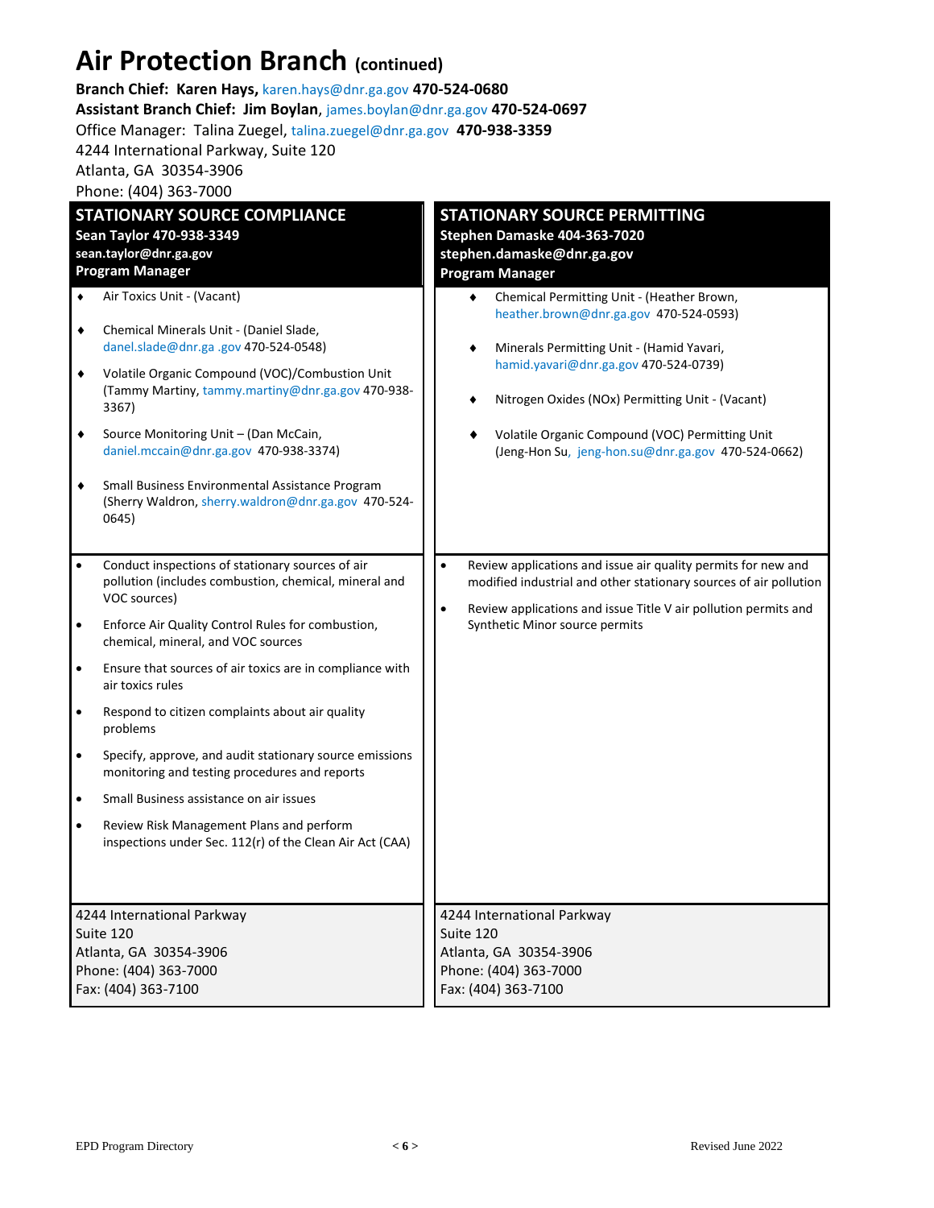# Air Protection Branch (continued)

**Branch Chief: Karen Hays,** karen.hays@dnr.ga.gov **470-524-0680**
**Assistant Branch Chief: Jim Boylan,** james.boylan@dnr.ga.gov **470-524-0697**
Office Manager: Talina Zuegel, talina.zuegel@dnr.ga.gov **470-938-3359**
4244 International Parkway, Suite 120
Atlanta, GA 30354-3906
Phone: (404) 363-7000

## STATIONARY SOURCE COMPLIANCE

**Sean Taylor 470-938-3349**
**sean.taylor@dnr.ga.gov**
**Program Manager**

- Air Toxics Unit - (Vacant)
- Chemical Minerals Unit - (Daniel Slade, danel.slade@dnr.ga .gov 470-524-0548)
- Volatile Organic Compound (VOC)/Combustion Unit (Tammy Martiny, tammy.martiny@dnr.ga.gov 470-938-3367)
- Source Monitoring Unit – (Dan McCain, daniel.mccain@dnr.ga.gov 470-938-3374)
- Small Business Environmental Assistance Program (Sherry Waldron, sherry.waldron@dnr.ga.gov 470-524-0645)

- Conduct inspections of stationary sources of air pollution (includes combustion, chemical, mineral and VOC sources)
- Enforce Air Quality Control Rules for combustion, chemical, mineral, and VOC sources
- Ensure that sources of air toxics are in compliance with air toxics rules
- Respond to citizen complaints about air quality problems
- Specify, approve, and audit stationary source emissions monitoring and testing procedures and reports
- Small Business assistance on air issues
- Review Risk Management Plans and perform inspections under Sec. 112(r) of the Clean Air Act (CAA)

4244 International Parkway
Suite 120
Atlanta, GA 30354-3906
Phone: (404) 363-7000
Fax: (404) 363-7100

## STATIONARY SOURCE PERMITTING

**Stephen Damaske 404-363-7020**
**stephen.damaske@dnr.ga.gov**
**Program Manager**

- Chemical Permitting Unit - (Heather Brown, heather.brown@dnr.ga.gov 470-524-0593)
- Minerals Permitting Unit - (Hamid Yavari, hamid.yavari@dnr.ga.gov 470-524-0739)
- Nitrogen Oxides (NOx) Permitting Unit - (Vacant)
- Volatile Organic Compound (VOC) Permitting Unit (Jeng-Hon Su, jeng-hon.su@dnr.ga.gov 470-524-0662)

- Review applications and issue air quality permits for new and modified industrial and other stationary sources of air pollution
- Review applications and issue Title V air pollution permits and Synthetic Minor source permits

4244 International Parkway
Suite 120
Atlanta, GA 30354-3906
Phone: (404) 363-7000
Fax: (404) 363-7100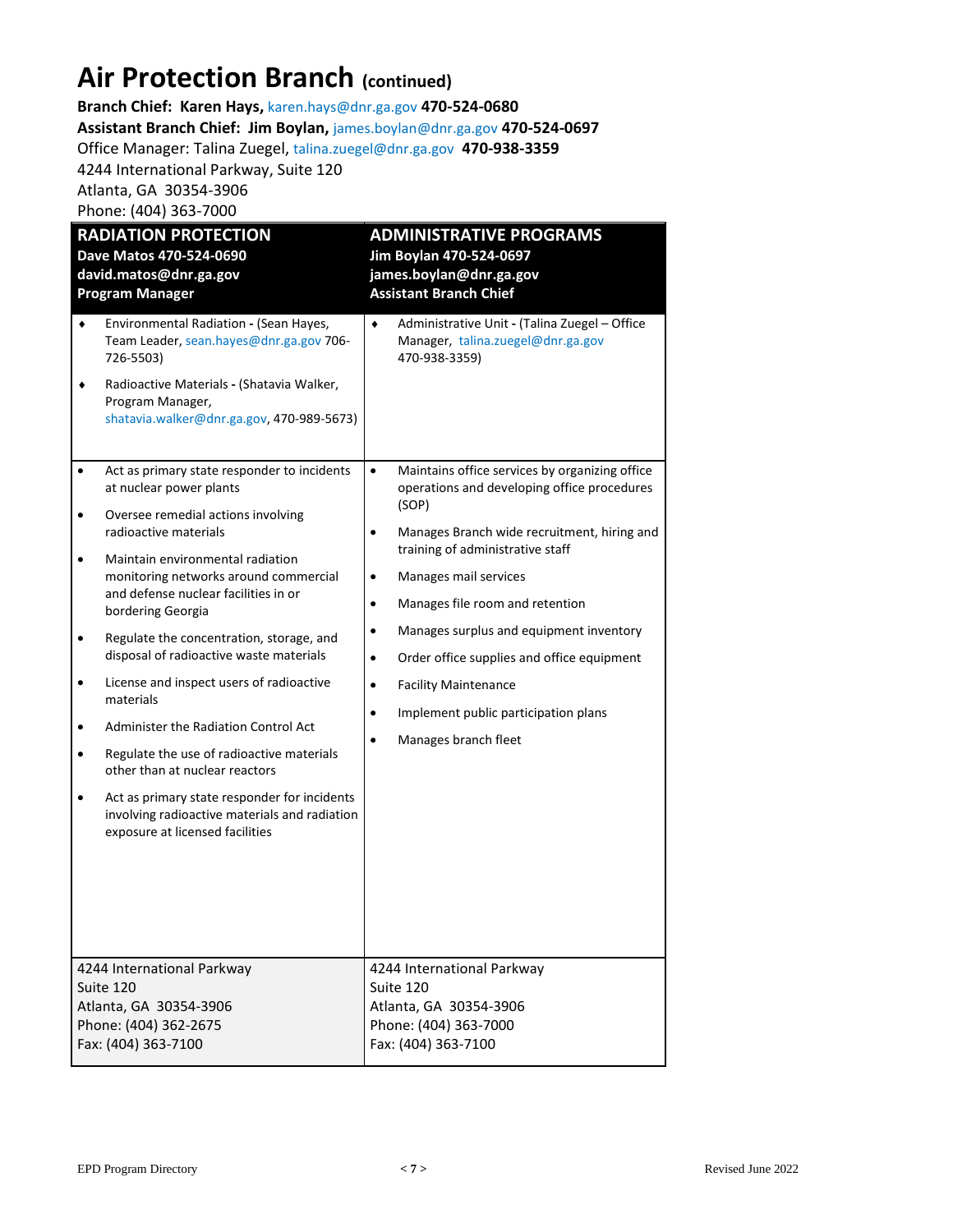# Air Protection Branch (continued)

**Branch Chief: Karen Hays,** karen.hays@dnr.ga.gov **470-524-0680**
**Assistant Branch Chief: Jim Boylan,** james.boylan@dnr.ga.gov **470-524-0697**
Office Manager: Talina Zuegel, talina.zuegel@dnr.ga.gov **470-938-3359**
4244 International Parkway, Suite 120
Atlanta, GA 30354-3906
Phone: (404) 363-7000

| **RADIATION PROTECTION**<br>**Dave Matos 470-524-0690**<br>**david.matos@dnr.ga.gov**<br>**Program Manager** | **ADMINISTRATIVE PROGRAMS**<br>**Jim Boylan 470-524-0697**<br>**james.boylan@dnr.ga.gov**<br>**Assistant Branch Chief** |
|---|---|
| ♦ Environmental Radiation **-** (Sean Hayes, Team Leader, sean.hayes@dnr.ga.gov 706-726-5503)<br>♦ Radioactive Materials **-** (Shatavia Walker, Program Manager, shatavia.walker@dnr.ga.gov, 470-989-5673) | ♦ Administrative Unit **-** (Talina Zuegel – Office Manager, talina.zuegel@dnr.ga.gov 470-938-3359) |
| • Act as primary state responder to incidents at nuclear power plants<br>• Oversee remedial actions involving radioactive materials<br>• Maintain environmental radiation monitoring networks around commercial and defense nuclear facilities in or bordering Georgia<br>• Regulate the concentration, storage, and disposal of radioactive waste materials<br>• License and inspect users of radioactive materials<br>• Administer the Radiation Control Act<br>• Regulate the use of radioactive materials other than at nuclear reactors<br>• Act as primary state responder for incidents involving radioactive materials and radiation exposure at licensed facilities | • Maintains office services by organizing office operations and developing office procedures (SOP)<br>• Manages Branch wide recruitment, hiring and training of administrative staff<br>• Manages mail services<br>• Manages file room and retention<br>• Manages surplus and equipment inventory<br>• Order office supplies and office equipment<br>• Facility Maintenance<br>• Implement public participation plans<br>• Manages branch fleet |
| 4244 International Parkway<br>Suite 120<br>Atlanta, GA 30354-3906<br>Phone: (404) 362-2675<br>Fax: (404) 363-7100 | 4244 International Parkway<br>Suite 120<br>Atlanta, GA 30354-3906<br>Phone: (404) 363-7000<br>Fax: (404) 363-7100 |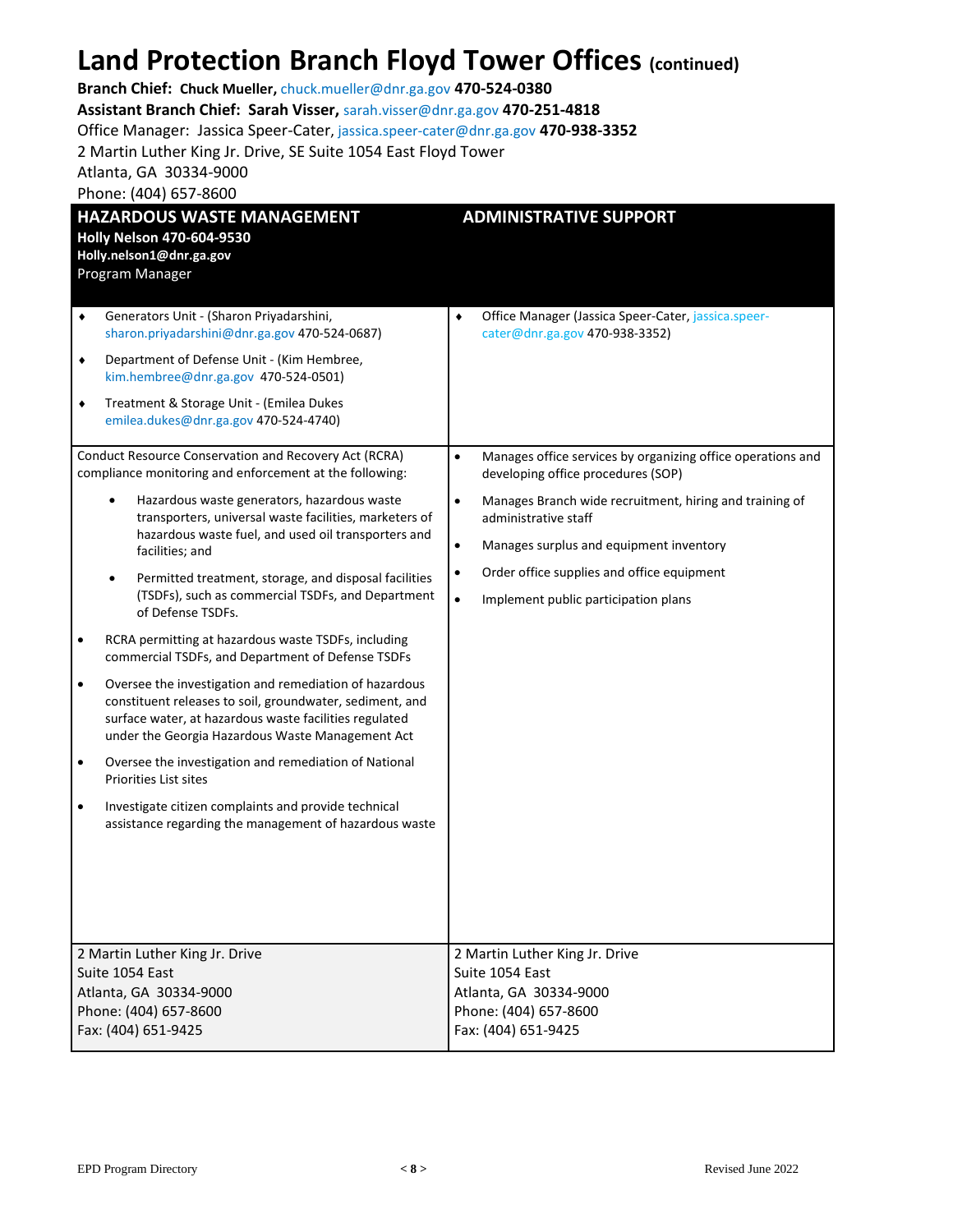# Land Protection Branch Floyd Tower Offices (continued)

**Branch Chief: Chuck Mueller,** chuck.mueller@dnr.ga.gov **470-524-0380**
**Assistant Branch Chief: Sarah Visser,** sarah.visser@dnr.ga.gov **470-251-4818**
Office Manager: Jassica Speer-Cater, jassica.speer-cater@dnr.ga.gov **470-938-3352**
2 Martin Luther King Jr. Drive, SE Suite 1054 East Floyd Tower
Atlanta, GA 30334-9000
Phone: (404) 657-8600

## HAZARDOUS WASTE MANAGEMENT

**Holly Nelson 470-604-9530**
**Holly.nelson1@dnr.ga.gov**
Program Manager

- Generators Unit - (Sharon Priyadarshini, sharon.priyadarshini@dnr.ga.gov 470-524-0687)
- Department of Defense Unit - (Kim Hembree, kim.hembree@dnr.ga.gov 470-524-0501)
- Treatment & Storage Unit - (Emilea Dukes emilea.dukes@dnr.ga.gov 470-524-4740)

Conduct Resource Conservation and Recovery Act (RCRA) compliance monitoring and enforcement at the following:

- Hazardous waste generators, hazardous waste transporters, universal waste facilities, marketers of hazardous waste fuel, and used oil transporters and facilities; and
- Permitted treatment, storage, and disposal facilities (TSDFs), such as commercial TSDFs, and Department of Defense TSDFs.

- RCRA permitting at hazardous waste TSDFs, including commercial TSDFs, and Department of Defense TSDFs
- Oversee the investigation and remediation of hazardous constituent releases to soil, groundwater, sediment, and surface water, at hazardous waste facilities regulated under the Georgia Hazardous Waste Management Act
- Oversee the investigation and remediation of National Priorities List sites
- Investigate citizen complaints and provide technical assistance regarding the management of hazardous waste

2 Martin Luther King Jr. Drive
Suite 1054 East
Atlanta, GA 30334-9000
Phone: (404) 657-8600
Fax: (404) 651-9425

## ADMINISTRATIVE SUPPORT

- Office Manager (Jassica Speer-Cater, jassica.speer-cater@dnr.ga.gov 470-938-3352)

- Manages office services by organizing office operations and developing office procedures (SOP)
- Manages Branch wide recruitment, hiring and training of administrative staff
- Manages surplus and equipment inventory
- Order office supplies and office equipment
- Implement public participation plans

2 Martin Luther King Jr. Drive
Suite 1054 East
Atlanta, GA 30334-9000
Phone: (404) 657-8600
Fax: (404) 651-9425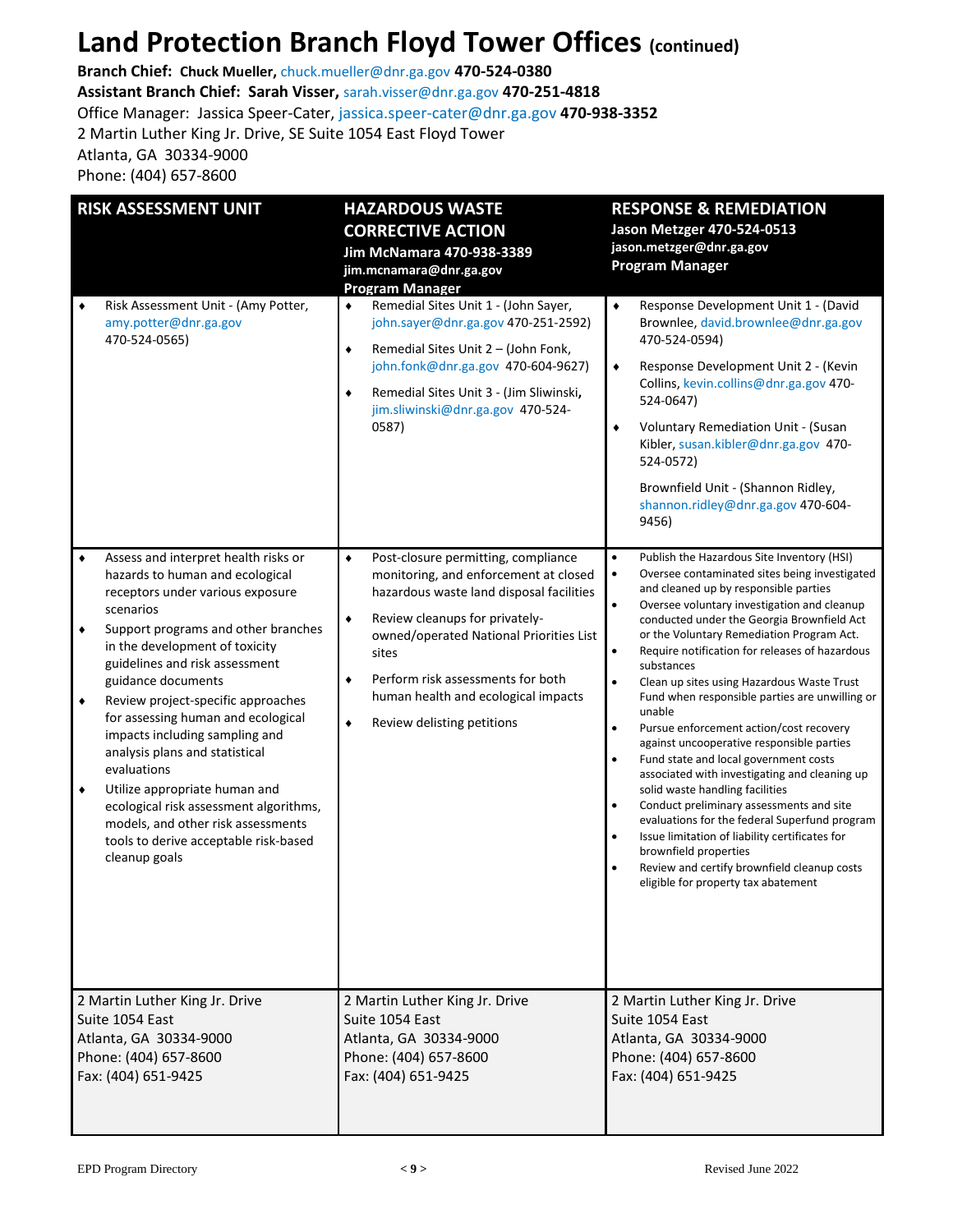# Land Protection Branch Floyd Tower Offices (continued)

**Branch Chief: Chuck Mueller,** chuck.mueller@dnr.ga.gov **470-524-0380**
**Assistant Branch Chief: Sarah Visser,** sarah.visser@dnr.ga.gov **470-251-4818**
Office Manager: Jassica Speer-Cater, jassica.speer-cater@dnr.ga.gov **470-938-3352**
2 Martin Luther King Jr. Drive, SE Suite 1054 East Floyd Tower
Atlanta, GA 30334-9000
Phone: (404) 657-8600

| **RISK ASSESSMENT UNIT** | **HAZARDOUS WASTE CORRECTIVE ACTION**<br>**Jim McNamara 470-938-3389**<br>**jim.mcnamara@dnr.ga.gov**<br>**Program Manager** | **RESPONSE & REMEDIATION**<br>**Jason Metzger 470-524-0513**<br>**jason.metzger@dnr.ga.gov**<br>**Program Manager** |
|---|---|---|
| ♦ Risk Assessment Unit - (Amy Potter, amy.potter@dnr.ga.gov 470-524-0565) | ♦ Remedial Sites Unit 1 - (John Sayer, john.sayer@dnr.ga.gov 470-251-2592)<br>♦ Remedial Sites Unit 2 – (John Fonk, john.fonk@dnr.ga.gov 470-604-9627)<br>♦ Remedial Sites Unit 3 - (Jim Sliwinski, jim.sliwinski@dnr.ga.gov 470-524-0587) | ♦ Response Development Unit 1 - (David Brownlee, david.brownlee@dnr.ga.gov 470-524-0594)<br>♦ Response Development Unit 2 - (Kevin Collins, kevin.collins@dnr.ga.gov 470-524-0647)<br>♦ Voluntary Remediation Unit - (Susan Kibler, susan.kibler@dnr.ga.gov 470-524-0572)<br>Brownfield Unit - (Shannon Ridley, shannon.ridley@dnr.ga.gov 470-604-9456) |
| ♦ Assess and interpret health risks or hazards to human and ecological receptors under various exposure scenarios<br>♦ Support programs and other branches in the development of toxicity guidelines and risk assessment guidance documents<br>♦ Review project-specific approaches for assessing human and ecological impacts including sampling and analysis plans and statistical evaluations<br>♦ Utilize appropriate human and ecological risk assessment algorithms, models, and other risk assessments tools to derive acceptable risk-based cleanup goals | ♦ Post-closure permitting, compliance monitoring, and enforcement at closed hazardous waste land disposal facilities<br>♦ Review cleanups for privately-owned/operated National Priorities List sites<br>♦ Perform risk assessments for both human health and ecological impacts<br>♦ Review delisting petitions | • Publish the Hazardous Site Inventory (HSI)<br>• Oversee contaminated sites being investigated and cleaned up by responsible parties<br>• Oversee voluntary investigation and cleanup conducted under the Georgia Brownfield Act or the Voluntary Remediation Program Act.<br>• Require notification for releases of hazardous substances<br>• Clean up sites using Hazardous Waste Trust Fund when responsible parties are unwilling or unable<br>• Pursue enforcement action/cost recovery against uncooperative responsible parties<br>• Fund state and local government costs associated with investigating and cleaning up solid waste handling facilities<br>• Conduct preliminary assessments and site evaluations for the federal Superfund program<br>• Issue limitation of liability certificates for brownfield properties<br>• Review and certify brownfield cleanup costs eligible for property tax abatement |
| 2 Martin Luther King Jr. Drive<br>Suite 1054 East<br>Atlanta, GA 30334-9000<br>Phone: (404) 657-8600<br>Fax: (404) 651-9425 | 2 Martin Luther King Jr. Drive<br>Suite 1054 East<br>Atlanta, GA 30334-9000<br>Phone: (404) 657-8600<br>Fax: (404) 651-9425 | 2 Martin Luther King Jr. Drive<br>Suite 1054 East<br>Atlanta, GA 30334-9000<br>Phone: (404) 657-8600<br>Fax: (404) 651-9425 |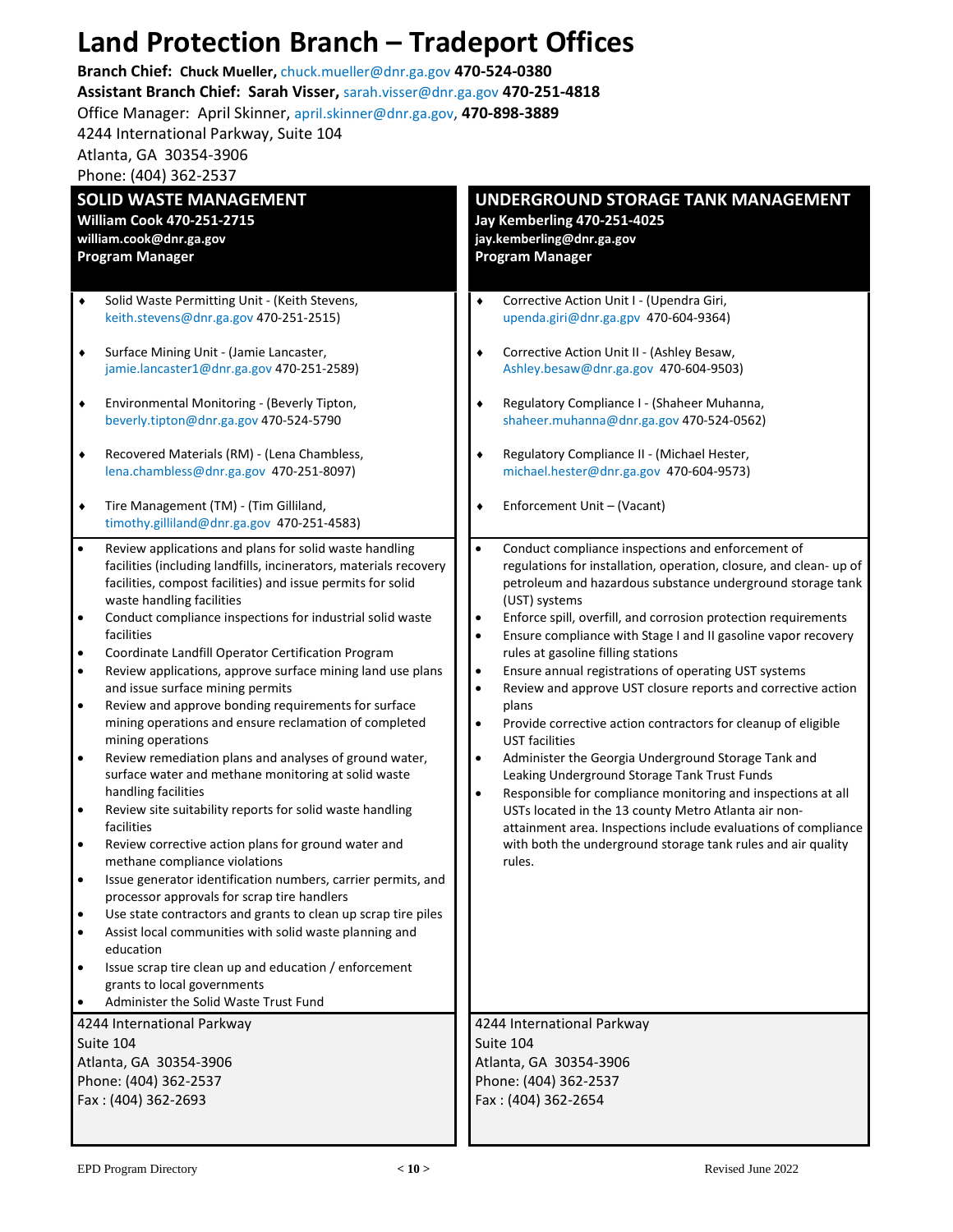# Land Protection Branch – Tradeport Offices

**Branch Chief: Chuck Mueller,** chuck.mueller@dnr.ga.gov **470-524-0380**
**Assistant Branch Chief: Sarah Visser,** sarah.visser@dnr.ga.gov **470-251-4818**
Office Manager: April Skinner, april.skinner@dnr.ga.gov, **470-898-3889**
4244 International Parkway, Suite 104
Atlanta, GA 30354-3906
Phone: (404) 362-2537

## SOLID WASTE MANAGEMENT

**William Cook 470-251-2715**
**william.cook@dnr.ga.gov**
**Program Manager**

- Solid Waste Permitting Unit - (Keith Stevens, keith.stevens@dnr.ga.gov 470-251-2515)
- Surface Mining Unit - (Jamie Lancaster, jamie.lancaster1@dnr.ga.gov 470-251-2589)
- Environmental Monitoring - (Beverly Tipton, beverly.tipton@dnr.ga.gov 470-524-5790
- Recovered Materials (RM) - (Lena Chambless, lena.chambless@dnr.ga.gov 470-251-8097)
- Tire Management (TM) - (Tim Gilliland, timothy.gilliland@dnr.ga.gov 470-251-4583)

- Review applications and plans for solid waste handling facilities (including landfills, incinerators, materials recovery facilities, compost facilities) and issue permits for solid waste handling facilities
- Conduct compliance inspections for industrial solid waste facilities
- Coordinate Landfill Operator Certification Program
- Review applications, approve surface mining land use plans and issue surface mining permits
- Review and approve bonding requirements for surface mining operations and ensure reclamation of completed mining operations
- Review remediation plans and analyses of ground water, surface water and methane monitoring at solid waste handling facilities
- Review site suitability reports for solid waste handling facilities
- Review corrective action plans for ground water and methane compliance violations
- Issue generator identification numbers, carrier permits, and processor approvals for scrap tire handlers
- Use state contractors and grants to clean up scrap tire piles
- Assist local communities with solid waste planning and education
- Issue scrap tire clean up and education / enforcement grants to local governments
- Administer the Solid Waste Trust Fund

4244 International Parkway
Suite 104
Atlanta, GA 30354-3906
Phone: (404) 362-2537
Fax : (404) 362-2693

## UNDERGROUND STORAGE TANK MANAGEMENT

**Jay Kemberling 470-251-4025**
**jay.kemberling@dnr.ga.gov**
**Program Manager**

- Corrective Action Unit I - (Upenda Giri, upenda.giri@dnr.ga.gpv 470-604-9364)
- Corrective Action Unit II - (Ashley Besaw, Ashley.besaw@dnr.ga.gov 470-604-9503)
- Regulatory Compliance I - (Shaheer Muhanna, shaheer.muhanna@dnr.ga.gov 470-524-0562)
- Regulatory Compliance II - (Michael Hester, michael.hester@dnr.ga.gov 470-604-9573)
- Enforcement Unit – (Vacant)

- Conduct compliance inspections and enforcement of regulations for installation, operation, closure, and clean- up of petroleum and hazardous substance underground storage tank (UST) systems
- Enforce spill, overfill, and corrosion protection requirements
- Ensure compliance with Stage I and II gasoline vapor recovery rules at gasoline filling stations
- Ensure annual registrations of operating UST systems
- Review and approve UST closure reports and corrective action plans
- Provide corrective action contractors for cleanup of eligible UST facilities
- Administer the Georgia Underground Storage Tank and Leaking Underground Storage Tank Trust Funds
- Responsible for compliance monitoring and inspections at all USTs located in the 13 county Metro Atlanta air non-attainment area. Inspections include evaluations of compliance with both the underground storage tank rules and air quality rules.

4244 International Parkway
Suite 104
Atlanta, GA 30354-3906
Phone: (404) 362-2537
Fax : (404) 362-2654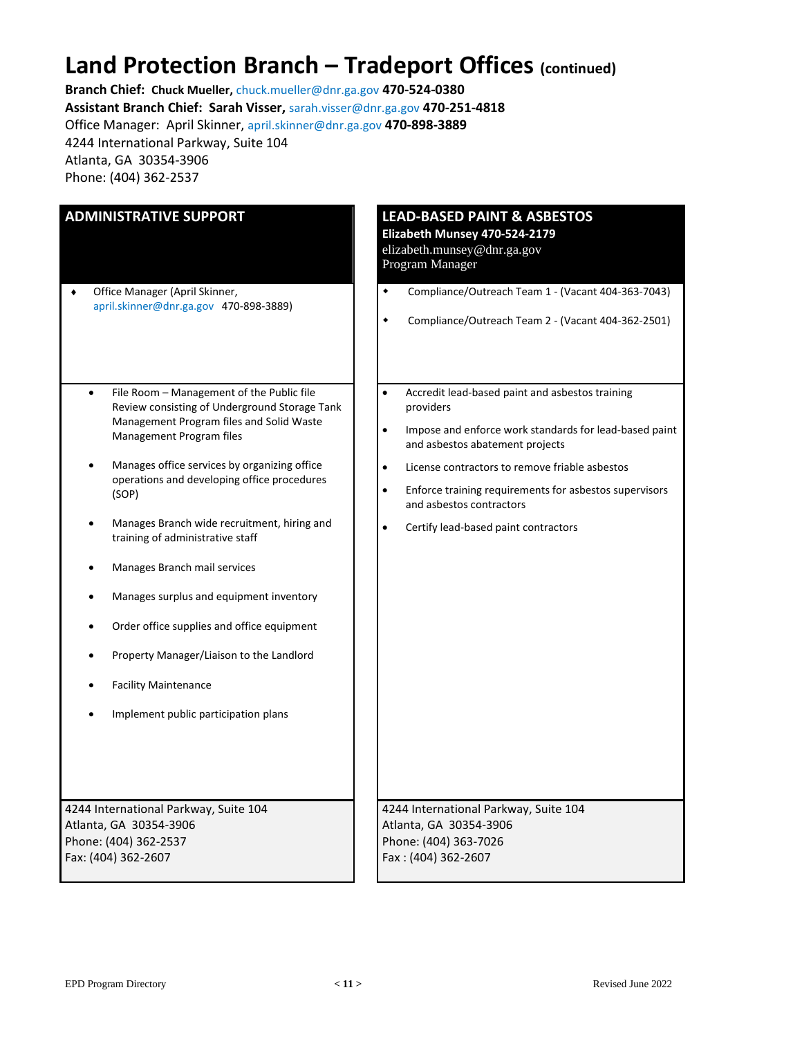# Land Protection Branch – Tradeport Offices (continued)

**Branch Chief: Chuck Mueller,** chuck.mueller@dnr.ga.gov **470-524-0380**
**Assistant Branch Chief: Sarah Visser,** sarah.visser@dnr.ga.gov **470-251-4818**
Office Manager: April Skinner, april.skinner@dnr.ga.gov **470-898-3889**
4244 International Parkway, Suite 104
Atlanta, GA 30354-3906
Phone: (404) 362-2537

## ADMINISTRATIVE SUPPORT

- Office Manager (April Skinner, april.skinner@dnr.ga.gov 470-898-3889)

- File Room – Management of the Public file Review consisting of Underground Storage Tank Management Program files and Solid Waste Management Program files
- Manages office services by organizing office operations and developing office procedures (SOP)
- Manages Branch wide recruitment, hiring and training of administrative staff
- Manages Branch mail services
- Manages surplus and equipment inventory
- Order office supplies and office equipment
- Property Manager/Liaison to the Landlord
- Facility Maintenance
- Implement public participation plans

4244 International Parkway, Suite 104
Atlanta, GA 30354-3906
Phone: (404) 362-2537
Fax: (404) 362-2607

## LEAD-BASED PAINT & ASBESTOS

**Elizabeth Munsey 470-524-2179**
elizabeth.munsey@dnr.ga.gov
Program Manager

- Compliance/Outreach Team 1 - (Vacant 404-363-7043)
- Compliance/Outreach Team 2 - (Vacant 404-362-2501)

- Accredit lead-based paint and asbestos training providers
- Impose and enforce work standards for lead-based paint and asbestos abatement projects
- License contractors to remove friable asbestos
- Enforce training requirements for asbestos supervisors and asbestos contractors
- Certify lead-based paint contractors

4244 International Parkway, Suite 104
Atlanta, GA 30354-3906
Phone: (404) 363-7026
Fax : (404) 362-2607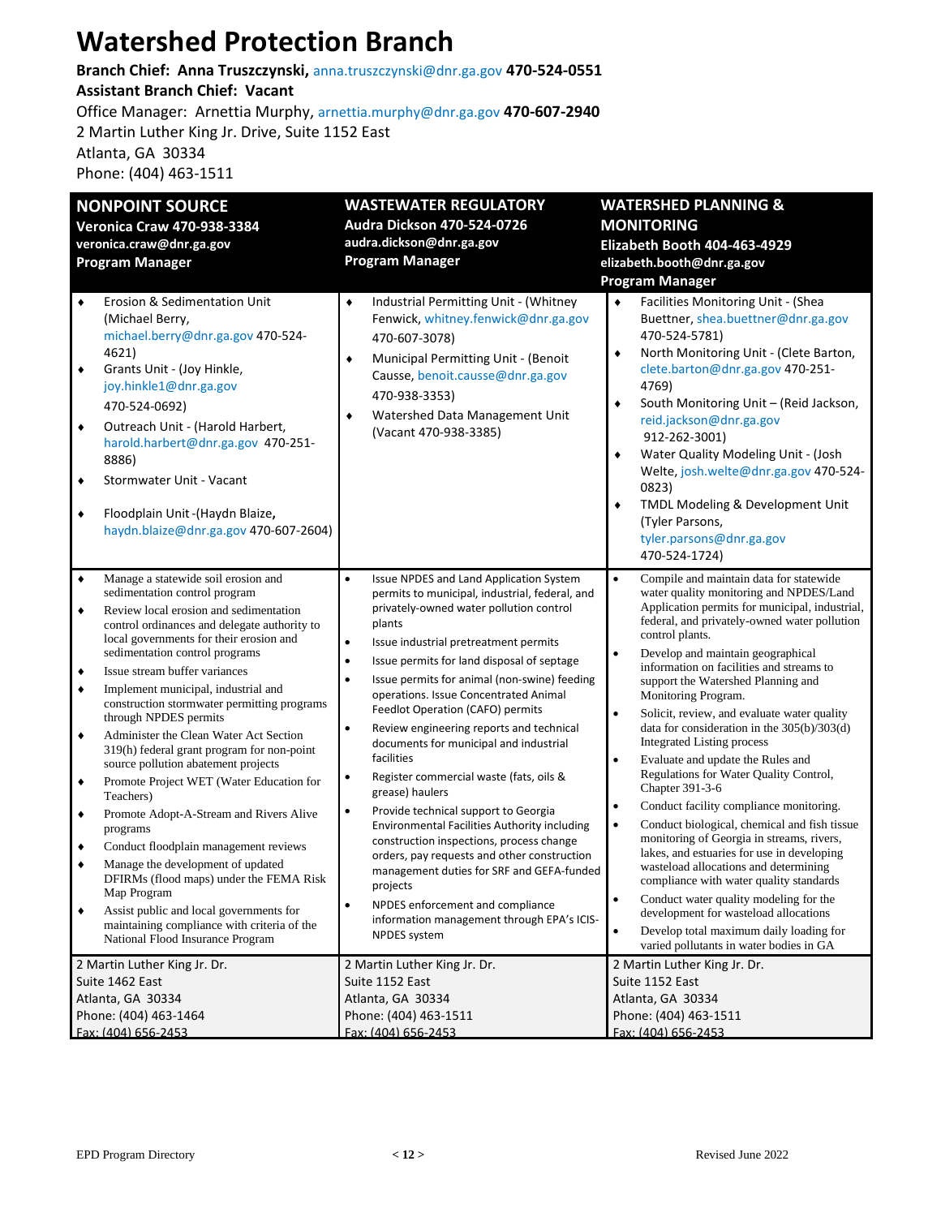# Watershed Protection Branch

**Branch Chief: Anna Truszczynski,** anna.truszczynski@dnr.ga.gov **470-524-0551**
**Assistant Branch Chief: Vacant**
Office Manager: Arnettia Murphy, arnettia.murphy@dnr.ga.gov **470-607-2940**
2 Martin Luther King Jr. Drive, Suite 1152 East
Atlanta, GA 30334
Phone: (404) 463-1511

| **NONPOINT SOURCE**<br>**Veronica Craw 470-938-3384**<br>**veronica.craw@dnr.ga.gov**<br>**Program Manager** | **WASTEWATER REGULATORY**<br>**Audra Dickson 470-524-0726**<br>**audra.dickson@dnr.ga.gov**<br>**Program Manager** | **WATERSHED PLANNING & MONITORING**<br>**Elizabeth Booth 404-463-4929**<br>**elizabeth.booth@dnr.ga.gov**<br>**Program Manager** |
|---|---|---|
| ♦ Erosion & Sedimentation Unit (Michael Berry, michael.berry@dnr.ga.gov 470-524-4621)<br>♦ Grants Unit - (Joy Hinkle, joy.hinkle1@dnr.ga.gov 470-524-0692)<br>♦ Outreach Unit - (Harold Harbert, harold.harbert@dnr.ga.gov 470-251-8886)<br>♦ Stormwater Unit - Vacant<br>♦ Floodplain Unit -(Haydn Blaize, haydn.blaize@dnr.ga.gov 470-607-2604) | ♦ Industrial Permitting Unit - (Whitney Fenwick, whitney.fenwick@dnr.ga.gov 470-607-3078)<br>♦ Municipal Permitting Unit - (Benoit Causse, benoit.causse@dnr.ga.gov 470-938-3353)<br>♦ Watershed Data Management Unit (Vacant 470-938-3385) | ♦ Facilities Monitoring Unit - (Shea Buettner, shea.buettner@dnr.ga.gov 470-524-5781)<br>♦ North Monitoring Unit - (Clete Barton, clete.barton@dnr.ga.gov 470-251-4769)<br>♦ South Monitoring Unit – (Reid Jackson, reid.jackson@dnr.ga.gov 912-262-3001)<br>♦ Water Quality Modeling Unit - (Josh Welte, josh.welte@dnr.ga.gov 470-524-0823)<br>♦ TMDL Modeling & Development Unit (Tyler Parsons, tyler.parsons@dnr.ga.gov 470-524-1724) |
| ♦ Manage a statewide soil erosion and sedimentation control program<br>♦ Review local erosion and sedimentation control ordinances and delegate authority to local governments for their erosion and sedimentation control programs<br>♦ Issue stream buffer variances<br>♦ Implement municipal, industrial and construction stormwater permitting programs through NPDES permits<br>♦ Administer the Clean Water Act Section 319(h) federal grant program for non-point source pollution abatement projects<br>♦ Promote Project WET (Water Education for Teachers)<br>♦ Promote Adopt-A-Stream and Rivers Alive programs<br>♦ Conduct floodplain management reviews<br>♦ Manage the development of updated DFIRMs (flood maps) under the FEMA Risk Map Program<br>♦ Assist public and local governments for maintaining compliance with criteria of the National Flood Insurance Program | • Issue NPDES and Land Application System permits to municipal, industrial, federal, and privately-owned water pollution control plants<br>• Issue industrial pretreatment permits<br>• Issue permits for land disposal of septage<br>• Issue permits for animal (non-swine) feeding operations. Issue Concentrated Animal Feedlot Operation (CAFO) permits<br>• Review engineering reports and technical documents for municipal and industrial facilities<br>• Register commercial waste (fats, oils & grease) haulers<br>• Provide technical support to Georgia Environmental Facilities Authority including construction inspections, process change orders, pay requests and other construction management duties for SRF and GEFA-funded projects<br>• NPDES enforcement and compliance information management through EPA's ICIS-NPDES system | • Compile and maintain data for statewide water quality monitoring and NPDES/Land Application permits for municipal, industrial, federal, and privately-owned water pollution control plants.<br>• Develop and maintain geographical information on facilities and streams to support the Watershed Planning and Monitoring Program.<br>• Solicit, review, and evaluate water quality data for consideration in the 305(b)/303(d) Integrated Listing process<br>• Evaluate and update the Rules and Regulations for Water Quality Control, Chapter 391-3-6<br>• Conduct facility compliance monitoring.<br>• Conduct biological, chemical and fish tissue monitoring of Georgia in streams, rivers, lakes, and estuaries for use in developing wasteload allocations and determining compliance with water quality standards<br>• Conduct water quality modeling for the development for wasteload allocations<br>• Develop total maximum daily loading for varied pollutants in water bodies in GA |
| 2 Martin Luther King Jr. Dr.<br>Suite 1462 East<br>Atlanta, GA 30334<br>Phone: (404) 463-1464<br>Fax: (404) 656-2453 | 2 Martin Luther King Jr. Dr.<br>Suite 1152 East<br>Atlanta, GA 30334<br>Phone: (404) 463-1511<br>Fax: (404) 656-2453 | 2 Martin Luther King Jr. Dr.<br>Suite 1152 East<br>Atlanta, GA 30334<br>Phone: (404) 463-1511<br>Fax: (404) 656-2453 |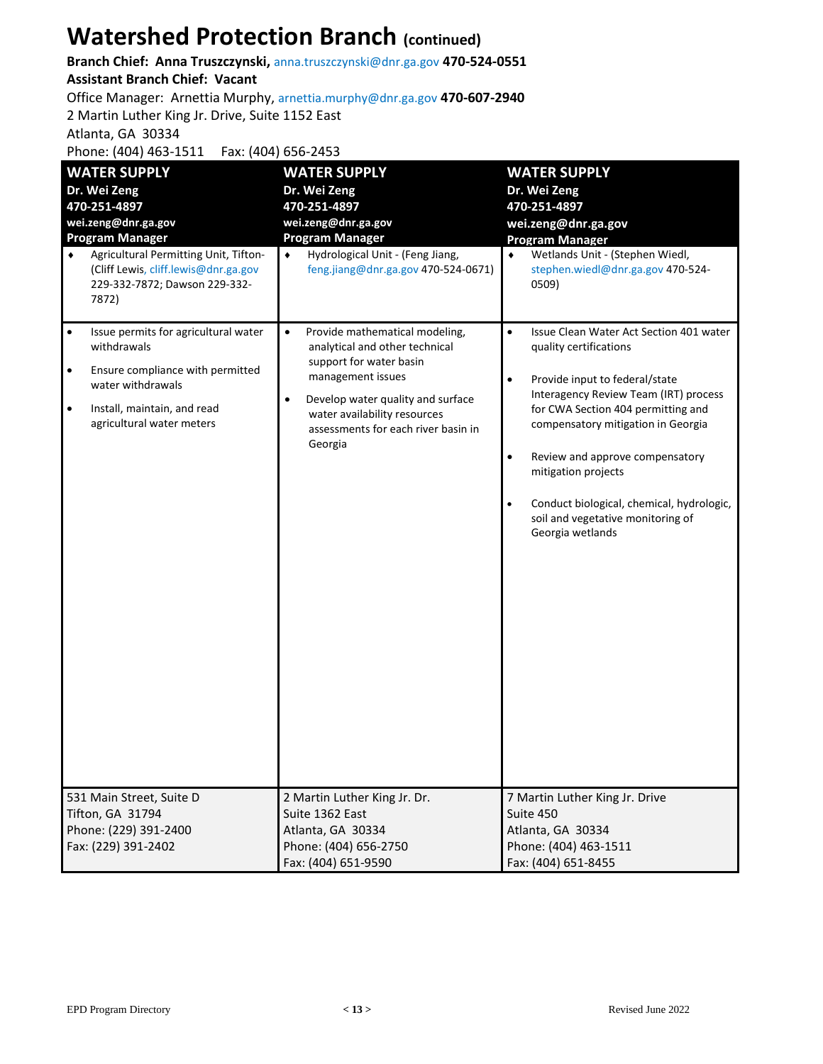# Watershed Protection Branch (continued)

**Branch Chief: Anna Truszczynski,** anna.truszczynski@dnr.ga.gov **470-524-0551**
**Assistant Branch Chief: Vacant**
Office Manager: Arnettia Murphy, arnettia.murphy@dnr.ga.gov **470-607-2940**
2 Martin Luther King Jr. Drive, Suite 1152 East
Atlanta, GA 30334
Phone: (404) 463-1511 Fax: (404) 656-2453

| **WATER SUPPLY**<br>**Dr. Wei Zeng**<br>**470-251-4897**<br>**wei.zeng@dnr.ga.gov**<br>**Program Manager** | **WATER SUPPLY**<br>**Dr. Wei Zeng**<br>**470-251-4897**<br>**wei.zeng@dnr.ga.gov**<br>**Program Manager** | **WATER SUPPLY**<br>**Dr. Wei Zeng**<br>**470-251-4897**<br>**wei.zeng@dnr.ga.gov**<br>**Program Manager** |
|---|---|---|
| ♦ Agricultural Permitting Unit, Tifton- (Cliff Lewis, cliff.lewis@dnr.ga.gov 229-332-7872; Dawson 229-332-7872) | ♦ Hydrological Unit - (Feng Jiang, feng.jiang@dnr.ga.gov 470-524-0671) | ♦ Wetlands Unit - (Stephen Wiedl, stephen.wiedl@dnr.ga.gov 470-524-0509) |
| • Issue permits for agricultural water withdrawals<br>• Ensure compliance with permitted water withdrawals<br>• Install, maintain, and read agricultural water meters | • Provide mathematical modeling, analytical and other technical support for water basin management issues<br>• Develop water quality and surface water availability resources assessments for each river basin in Georgia | • Issue Clean Water Act Section 401 water quality certifications<br>• Provide input to federal/state Interagency Review Team (IRT) process for CWA Section 404 permitting and compensatory mitigation in Georgia<br>• Review and approve compensatory mitigation projects<br>• Conduct biological, chemical, hydrologic, soil and vegetative monitoring of Georgia wetlands |
| 531 Main Street, Suite D<br>Tifton, GA 31794<br>Phone: (229) 391-2400<br>Fax: (229) 391-2402 | 2 Martin Luther King Jr. Dr.<br>Suite 1362 East<br>Atlanta, GA 30334<br>Phone: (404) 656-2750<br>Fax: (404) 651-9590 | 7 Martin Luther King Jr. Drive<br>Suite 450<br>Atlanta, GA 30334<br>Phone: (404) 463-1511<br>Fax: (404) 651-8455 |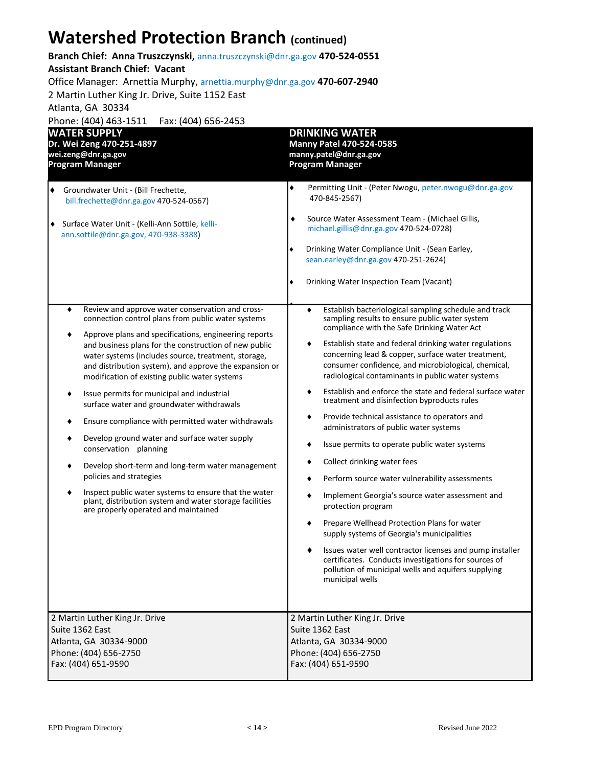# Watershed Protection Branch (continued)

**Branch Chief: Anna Truszczynski,** anna.truszczynski@dnr.ga.gov **470-524-0551**
**Assistant Branch Chief: Vacant**
Office Manager: Arnettia Murphy, arnettia.murphy@dnr.ga.gov **470-607-2940**
2 Martin Luther King Jr. Drive, Suite 1152 East
Atlanta, GA 30334
Phone: (404) 463-1511 Fax: (404) 656-2453

## WATER SUPPLY

**Dr. Wei Zeng 470-251-4897**
**wei.zeng@dnr.ga.gov**
**Program Manager**

- Groundwater Unit - (Bill Frechette, bill.frechette@dnr.ga.gov 470-524-0567)
- Surface Water Unit - (Kelli-Ann Sottile, kelli-ann.sottile@dnr.ga.gov, 470-938-3388)

- Review and approve water conservation and cross-connection control plans from public water systems
- Approve plans and specifications, engineering reports and business plans for the construction of new public water systems (includes source, treatment, storage, and distribution system), and approve the expansion or modification of existing public water systems
- Issue permits for municipal and industrial surface water and groundwater withdrawals
- Ensure compliance with permitted water withdrawals
- Develop ground water and surface water supply conservation planning
- Develop short-term and long-term water management policies and strategies
- Inspect public water systems to ensure that the water plant, distribution system and water storage facilities are properly operated and maintained

2 Martin Luther King Jr. Drive
Suite 1362 East
Atlanta, GA 30334-9000
Phone: (404) 656-2750
Fax: (404) 651-9590

## DRINKING WATER

**Manny Patel 470-524-0585**
**manny.patel@dnr.ga.gov**
**Program Manager**

- Permitting Unit - (Peter Nwogu, peter.nwogu@dnr.ga.gov 470-845-2567)
- Source Water Assessment Team - (Michael Gillis, michael.gillis@dnr.ga.gov 470-524-0728)
- Drinking Water Compliance Unit - (Sean Earley, sean.earley@dnr.ga.gov 470-251-2624)
- Drinking Water Inspection Team (Vacant)

- Establish bacteriological sampling schedule and track sampling results to ensure public water system compliance with the Safe Drinking Water Act
- Establish state and federal drinking water regulations concerning lead & copper, surface water treatment, consumer confidence, and microbiological, chemical, radiological contaminants in public water systems
- Establish and enforce the state and federal surface water treatment and disinfection byproducts rules
- Provide technical assistance to operators and administrators of public water systems
- Issue permits to operate public water systems
- Collect drinking water fees
- Perform source water vulnerability assessments
- Implement Georgia's source water assessment and protection program
- Prepare Wellhead Protection Plans for water supply systems of Georgia's municipalities
- Issues water well contractor licenses and pump installer certificates. Conducts investigations for sources of pollution of municipal wells and aquifers supplying municipal wells

2 Martin Luther King Jr. Drive
Suite 1362 East
Atlanta, GA 30334-9000
Phone: (404) 656-2750
Fax: (404) 651-9590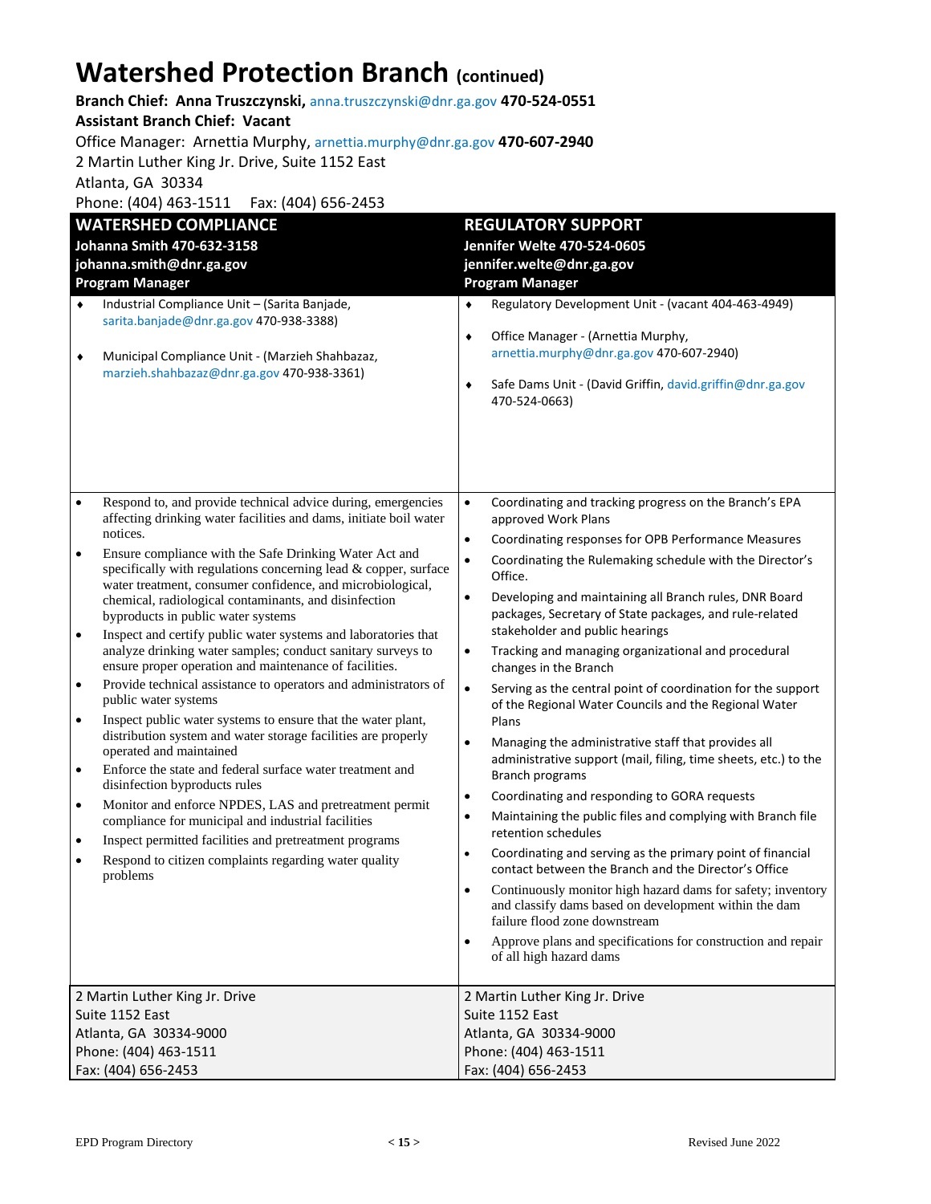# Watershed Protection Branch (continued)

**Branch Chief: Anna Truszczynski,** anna.truszczynski@dnr.ga.gov **470-524-0551**
**Assistant Branch Chief: Vacant**
Office Manager: Arnettia Murphy, arnettia.murphy@dnr.ga.gov **470-607-2940**
2 Martin Luther King Jr. Drive, Suite 1152 East
Atlanta, GA 30334
Phone: (404) 463-1511 Fax: (404) 656-2453

| **WATERSHED COMPLIANCE**<br>**Johanna Smith 470-632-3158**<br>**johanna.smith@dnr.ga.gov**<br>**Program Manager** | **REGULATORY SUPPORT**<br>**Jennifer Welte 470-524-0605**<br>**jennifer.welte@dnr.ga.gov**<br>**Program Manager** |
|---|---|
| ♦ Industrial Compliance Unit – (Sarita Banjade, sarita.banjade@dnr.ga.gov 470-938-3388)<br>♦ Municipal Compliance Unit - (Marzieh Shahbazaz, marzieh.shahbazaz@dnr.ga.gov 470-938-3361) | ♦ Regulatory Development Unit - (vacant 404-463-4949)<br>♦ Office Manager - (Arnettia Murphy, arnettia.murphy@dnr.ga.gov 470-607-2940)<br>♦ Safe Dams Unit - (David Griffin, david.griffin@dnr.ga.gov 470-524-0663) |
| • Respond to, and provide technical advice during, emergencies affecting drinking water facilities and dams, initiate boil water notices.<br>• Ensure compliance with the Safe Drinking Water Act and specifically with regulations concerning lead & copper, surface water treatment, consumer confidence, and microbiological, chemical, radiological contaminants, and disinfection byproducts in public water systems<br>• Inspect and certify public water systems and laboratories that analyze drinking water samples; conduct sanitary surveys to ensure proper operation and maintenance of facilities.<br>• Provide technical assistance to operators and administrators of public water systems<br>• Inspect public water systems to ensure that the water plant, distribution system and water storage facilities are properly operated and maintained<br>• Enforce the state and federal surface water treatment and disinfection byproducts rules<br>• Monitor and enforce NPDES, LAS and pretreatment permit compliance for municipal and industrial facilities<br>• Inspect permitted facilities and pretreatment programs<br>• Respond to citizen complaints regarding water quality problems | • Coordinating and tracking progress on the Branch's EPA approved Work Plans<br>• Coordinating responses for OPB Performance Measures<br>• Coordinating the Rulemaking schedule with the Director's Office.<br>• Developing and maintaining all Branch rules, DNR Board packages, Secretary of State packages, and rule-related stakeholder and public hearings<br>• Tracking and managing organizational and procedural changes in the Branch<br>• Serving as the central point of coordination for the support of the Regional Water Councils and the Regional Water Plans<br>• Managing the administrative staff that provides all administrative support (mail, filing, time sheets, etc.) to the Branch programs<br>• Coordinating and responding to GORA requests<br>• Maintaining the public files and complying with Branch file retention schedules<br>• Coordinating and serving as the primary point of financial contact between the Branch and the Director's Office<br>• Continuously monitor high hazard dams for safety; inventory and classify dams based on development within the dam failure flood zone downstream<br>• Approve plans and specifications for construction and repair of all high hazard dams |
| 2 Martin Luther King Jr. Drive<br>Suite 1152 East<br>Atlanta, GA 30334-9000<br>Phone: (404) 463-1511<br>Fax: (404) 656-2453 | 2 Martin Luther King Jr. Drive<br>Suite 1152 East<br>Atlanta, GA 30334-9000<br>Phone: (404) 463-1511<br>Fax: (404) 656-2453 |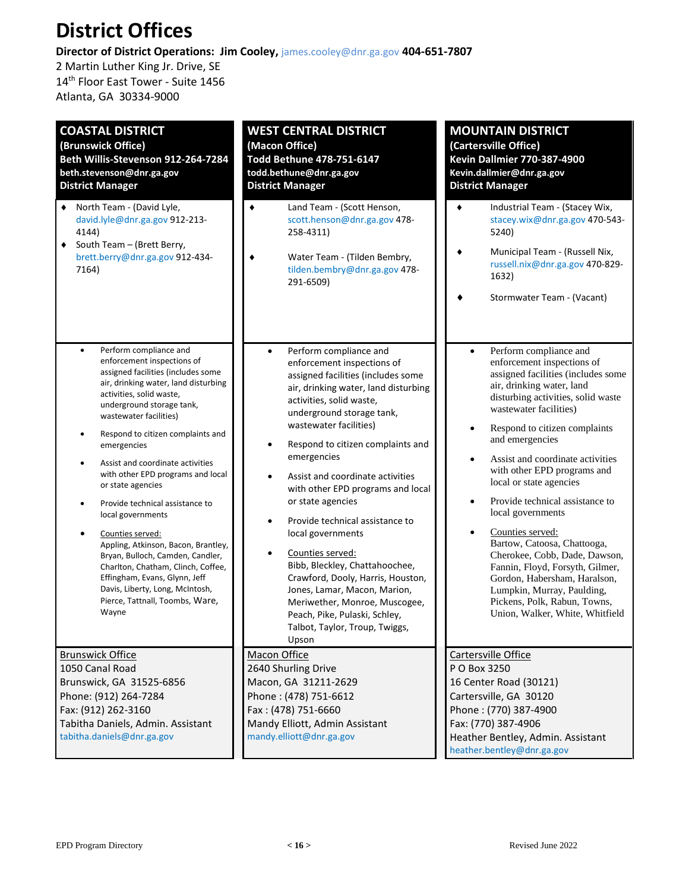# District Offices

**Director of District Operations: Jim Cooley,** james.cooley@dnr.ga.gov **404-651-7807**
2 Martin Luther King Jr. Drive, SE
14th Floor East Tower - Suite 1456
Atlanta, GA 30334-9000

## COASTAL DISTRICT

**(Brunswick Office)**
**Beth Willis-Stevenson 912-264-7284**
**beth.stevenson@dnr.ga.gov**
**District Manager**

- North Team - (David Lyle, david.lyle@dnr.ga.gov 912-213-4144)
- South Team – (Brett Berry, brett.berry@dnr.ga.gov 912-434-7164)

- Perform compliance and enforcement inspections of assigned facilities (includes some air, drinking water, land disturbing activities, solid waste, underground storage tank, wastewater facilities)
- Respond to citizen complaints and emergencies
- Assist and coordinate activities with other EPD programs and local or state agencies
- Provide technical assistance to local governments
- Counties served: Appling, Atkinson, Bacon, Brantley, Bryan, Bulloch, Camden, Candler, Charlton, Chatham, Clinch, Coffee, Effingham, Evans, Glynn, Jeff Davis, Liberty, Long, McIntosh, Pierce, Tattnall, Toombs, Ware, Wayne

Brunswick Office
1050 Canal Road
Brunswick, GA 31525-6856
Phone: (912) 264-7284
Fax: (912) 262-3160
Tabitha Daniels, Admin. Assistant
tabitha.daniels@dnr.ga.gov

## WEST CENTRAL DISTRICT

**(Macon Office)**
**Todd Bethune 478-751-6147**
**todd.bethune@dnr.ga.gov**
**District Manager**

- Land Team - (Scott Henson, scott.henson@dnr.ga.gov 478-258-4311)
- Water Team - (Tilden Bembry, tilden.bembry@dnr.ga.gov 478-291-6509)

- Perform compliance and enforcement inspections of assigned facilities (includes some air, drinking water, land disturbing activities, solid waste, underground storage tank, wastewater facilities)
- Respond to citizen complaints and emergencies
- Assist and coordinate activities with other EPD programs and local or state agencies
- Provide technical assistance to local governments
- Counties served: Bibb, Bleckley, Chattahoochee, Crawford, Dooly, Harris, Houston, Jones, Lamar, Macon, Marion, Meriwether, Monroe, Muscogee, Peach, Pike, Pulaski, Schley, Talbot, Taylor, Troup, Twiggs, Upson

Macon Office
2640 Shurling Drive
Macon, GA 31211-2629
Phone : (478) 751-6612
Fax : (478) 751-6660
Mandy Elliott, Admin Assistant
mandy.elliott@dnr.ga.gov

## MOUNTAIN DISTRICT

**(Cartersville Office)**
**Kevin Dallmier 770-387-4900**
**Kevin.dallmier@dnr.ga.gov**
**District Manager**

- Industrial Team - (Stacey Wix, stacey.wix@dnr.ga.gov 470-543-5240)
- Municipal Team - (Russell Nix, russell.nix@dnr.ga.gov 470-829-1632)
- Stormwater Team - (Vacant)

- Perform compliance and enforcement inspections of assigned facilities (includes some air, drinking water, land disturbing activities, solid waste wastewater facilities)
- Respond to citizen complaints and emergencies
- Assist and coordinate activities with other EPD programs and local or state agencies
- Provide technical assistance to local governments
- Counties served: Bartow, Catoosa, Chattooga, Cherokee, Cobb, Dade, Dawson, Fannin, Floyd, Forsyth, Gilmer, Gordon, Habersham, Haralson, Lumpkin, Murray, Paulding, Pickens, Polk, Rabun, Towns, Union, Walker, White, Whitfield

Cartersville Office
P O Box 3250
16 Center Road (30121)
Cartersville, GA 30120
Phone : (770) 387-4900
Fax: (770) 387-4906
Heather Bentley, Admin. Assistant
heather.bentley@dnr.ga.gov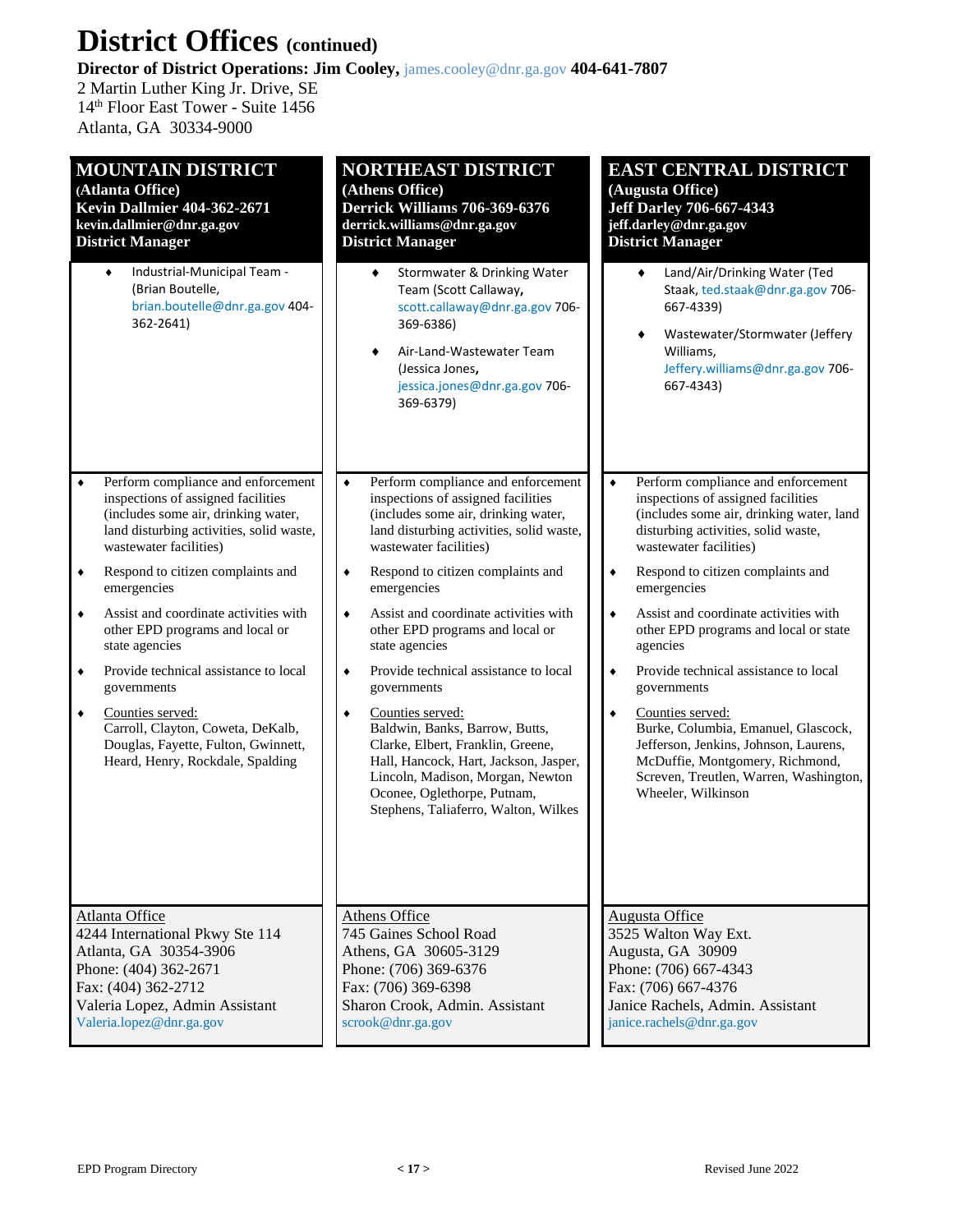# District Offices (continued)

**Director of District Operations: Jim Cooley,** james.cooley@dnr.ga.gov **404-641-7807**
2 Martin Luther King Jr. Drive, SE
14th Floor East Tower - Suite 1456
Atlanta, GA 30334-9000

## MOUNTAIN DISTRICT

**(Atlanta Office)**
**Kevin Dallmier 404-362-2671**
**kevin.dallmier@dnr.ga.gov**
**District Manager**

- Industrial-Municipal Team - (Brian Boutelle, brian.boutelle@dnr.ga.gov 404-362-2641)

- Perform compliance and enforcement inspections of assigned facilities (includes some air, drinking water, land disturbing activities, solid waste, wastewater facilities)
- Respond to citizen complaints and emergencies
- Assist and coordinate activities with other EPD programs and local or state agencies
- Provide technical assistance to local governments
- Counties served:
  Carroll, Clayton, Coweta, DeKalb, Douglas, Fayette, Fulton, Gwinnett, Heard, Henry, Rockdale, Spalding

Atlanta Office
4244 International Pkwy Ste 114
Atlanta, GA 30354-3906
Phone: (404) 362-2671
Fax: (404) 362-2712
Valeria Lopez, Admin Assistant
Valeria.lopez@dnr.ga.gov

## NORTHEAST DISTRICT

**(Athens Office)**
**Derrick Williams 706-369-6376**
**derrick.williams@dnr.ga.gov**
**District Manager**

- Stormwater & Drinking Water Team (Scott Callaway, scott.callaway@dnr.ga.gov 706-369-6386)
- Air-Land-Wastewater Team (Jessica Jones, jessica.jones@dnr.ga.gov 706-369-6379)

- Perform compliance and enforcement inspections of assigned facilities (includes some air, drinking water, land disturbing activities, solid waste, wastewater facilities)
- Respond to citizen complaints and emergencies
- Assist and coordinate activities with other EPD programs and local or state agencies
- Provide technical assistance to local governments
- Counties served:
  Baldwin, Banks, Barrow, Butts, Clarke, Elbert, Franklin, Greene, Hall, Hancock, Hart, Jackson, Jasper, Lincoln, Madison, Morgan, Newton Oconee, Oglethorpe, Putnam, Stephens, Taliaferro, Walton, Wilkes

Athens Office
745 Gaines School Road
Athens, GA 30605-3129
Phone: (706) 369-6376
Fax: (706) 369-6398
Sharon Crook, Admin. Assistant
scrook@dnr.ga.gov

## EAST CENTRAL DISTRICT

**(Augusta Office)**
**Jeff Darley 706-667-4343**
**jeff.darley@dnr.ga.gov**
**District Manager**

- Land/Air/Drinking Water (Ted Staak, ted.staak@dnr.ga.gov 706-667-4339)
- Wastewater/Stormwater (Jeffery Williams, Jeffery.williams@dnr.ga.gov 706-667-4343)

- Perform compliance and enforcement inspections of assigned facilities (includes some air, drinking water, land disturbing activities, solid waste, wastewater facilities)
- Respond to citizen complaints and emergencies
- Assist and coordinate activities with other EPD programs and local or state agencies
- Provide technical assistance to local governments
- Counties served:
  Burke, Columbia, Emanuel, Glascock, Jefferson, Jenkins, Johnson, Laurens, McDuffie, Montgomery, Richmond, Screven, Treutlen, Warren, Washington, Wheeler, Wilkinson

Augusta Office
3525 Walton Way Ext.
Augusta, GA 30909
Phone: (706) 667-4343
Fax: (706) 667-4376
Janice Rachels, Admin. Assistant
janice.rachels@dnr.ga.gov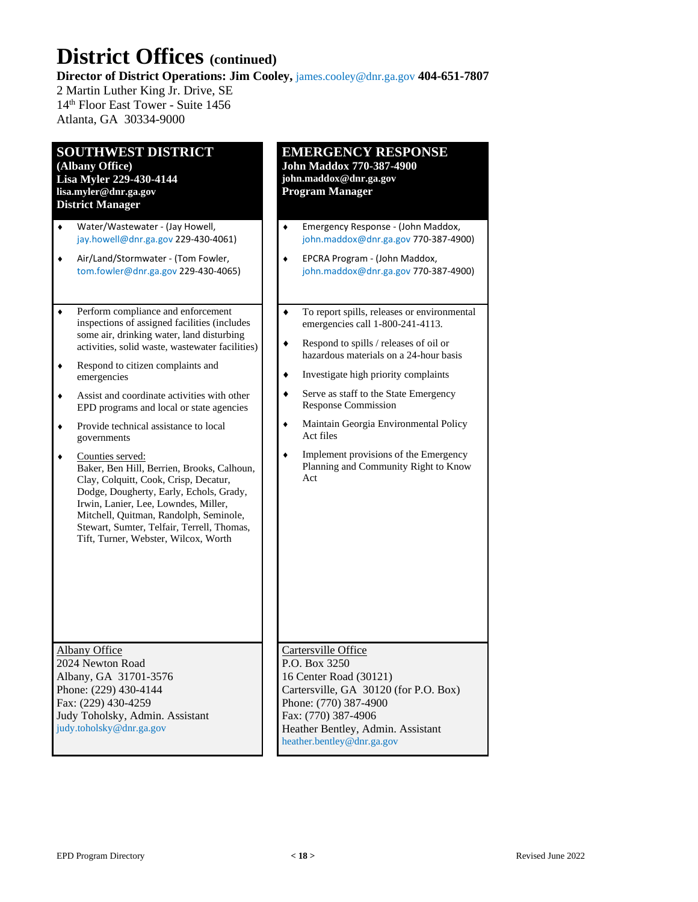# District Offices (continued)

**Director of District Operations: Jim Cooley,** james.cooley@dnr.ga.gov **404-651-7807**
2 Martin Luther King Jr. Drive, SE
14th Floor East Tower - Suite 1456
Atlanta, GA 30334-9000

## SOUTHWEST DISTRICT

**(Albany Office)**
**Lisa Myler 229-430-4144**
**lisa.myler@dnr.ga.gov**
**District Manager**

- Water/Wastewater - (Jay Howell, jay.howell@dnr.ga.gov 229-430-4061)
- Air/Land/Stormwater - (Tom Fowler, tom.fowler@dnr.ga.gov 229-430-4065)

- Perform compliance and enforcement inspections of assigned facilities (includes some air, drinking water, land disturbing activities, solid waste, wastewater facilities)
- Respond to citizen complaints and emergencies
- Assist and coordinate activities with other EPD programs and local or state agencies
- Provide technical assistance to local governments
- Counties served:
  Baker, Ben Hill, Berrien, Brooks, Calhoun, Clay, Colquitt, Cook, Crisp, Decatur, Dodge, Dougherty, Early, Echols, Grady, Irwin, Lanier, Lee, Lowndes, Miller, Mitchell, Quitman, Randolph, Seminole, Stewart, Sumter, Telfair, Terrell, Thomas, Tift, Turner, Webster, Wilcox, Worth

Albany Office
2024 Newton Road
Albany, GA 31701-3576
Phone: (229) 430-4144
Fax: (229) 430-4259
Judy Toholsky, Admin. Assistant
judy.toholsky@dnr.ga.gov

## EMERGENCY RESPONSE

**John Maddox 770-387-4900**
**john.maddox@dnr.ga.gov**
**Program Manager**

- Emergency Response - (John Maddox, john.maddox@dnr.ga.gov 770-387-4900)
- EPCRA Program - (John Maddox, john.maddox@dnr.ga.gov 770-387-4900)

- To report spills, releases or environmental emergencies call 1-800-241-4113.
- Respond to spills / releases of oil or hazardous materials on a 24-hour basis
- Investigate high priority complaints
- Serve as staff to the State Emergency Response Commission
- Maintain Georgia Environmental Policy Act files
- Implement provisions of the Emergency Planning and Community Right to Know Act

Cartersville Office
P.O. Box 3250
16 Center Road (30121)
Cartersville, GA 30120 (for P.O. Box)
Phone: (770) 387-4900
Fax: (770) 387-4906
Heather Bentley, Admin. Assistant
heather.bentley@dnr.ga.gov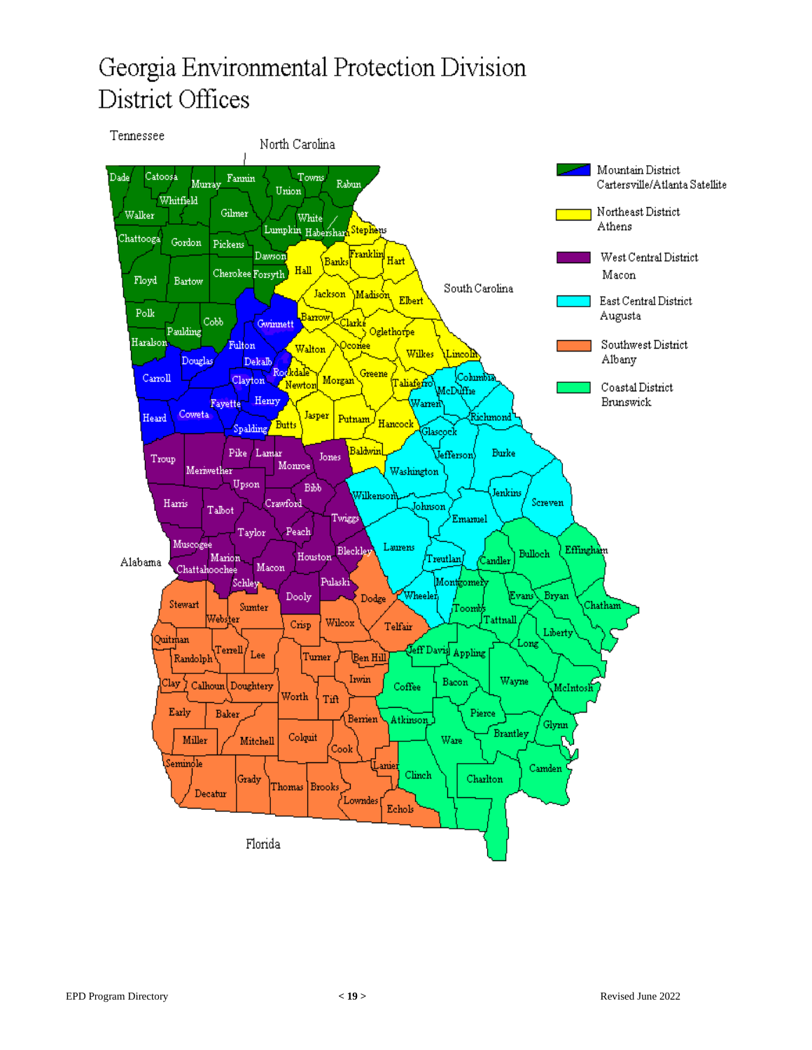# Georgia Environmental Protection Division District Offices

- Mountain District — Cartersville/Atlanta Satellite
- Northeast District — Athens
- West Central District — Macon
- East Central District — Augusta
- Southwest District — Albany
- Coastal District — Brunswick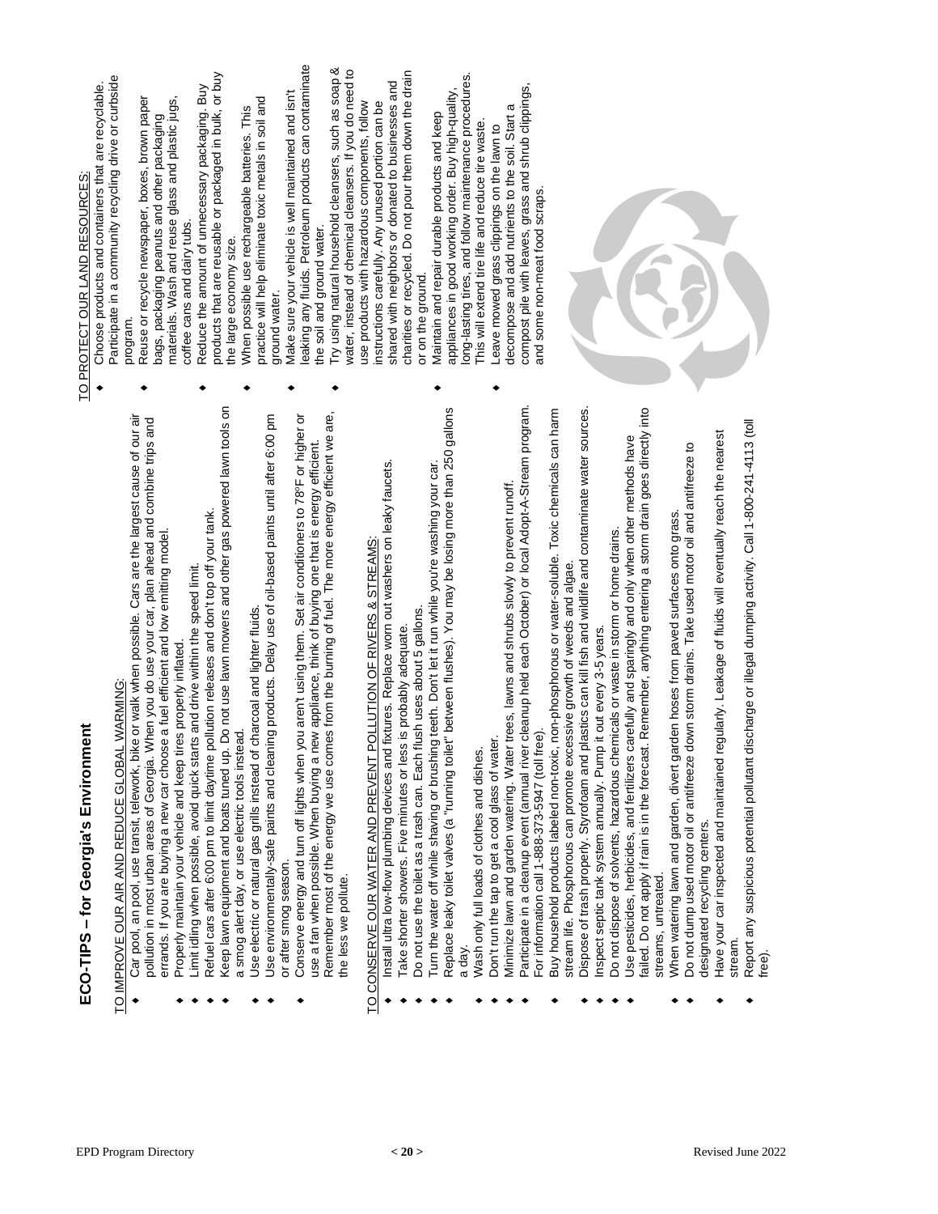# ECO-TIPS – for Georgia's Environment

TO IMPROVE OUR AIR AND REDUCE GLOBAL WARMING:

- Car pool, an pool, use transit, telework, bike or walk when possible. Cars are the largest cause of our air pollution in most urban areas of Georgia. When you do use your car, plan ahead and combine trips and errands. If you are buying a new car choose a fuel efficient and low emitting model.
- Properly maintain your vehicle and keep tires properly inflated.
- Limit idling when possible, avoid quick starts and drive within the speed limit.
- Refuel cars after 6:00 pm to limit daytime pollution releases and don't top off your tank.
- Keep lawn equipment and boats tuned up. Do not use lawn mowers and other gas powered lawn tools on a smog alert day, or use electric tools instead.
- Use electric or natural gas grills instead of charcoal and lighter fluids.
- Use environmentally-safe paints and cleaning products. Delay use of oil-based paints until after 6:00 pm or after smog season.
- Conserve energy and turn off lights when you aren't using them. Set air conditioners to 78°F or higher or use a fan when possible. When buying a new appliance, think of buying one that is energy efficient. Remember most of the energy we use comes from the burning of fuel. The more energy efficient we are, the less we pollute.

TO CONSERVE OUR WATER AND PREVENT POLLUTION OF RIVERS & STREAMS:

- Install ultra low-flow plumbing devices and fixtures. Replace worn out washers on leaky faucets.
- Take shorter showers. Five minutes or less is probably adequate.
- Do not use the toilet as a trash can. Each flush uses about 5 gallons.
- Turn the water off while shaving or brushing teeth. Don't let it run while you're washing your car.
- Replace leaky toilet valves (a "running toilet" between flushes). You may be losing more than 250 gallons a day.
- Wash only full loads of clothes and dishes.
- Don't run the tap to get a cool glass of water.
- Minimize lawn and garden watering. Water trees, lawns and shrubs slowly to prevent runoff.
- Participate in a cleanup event (annual river cleanup held each October) or local Adopt-A-Stream program. For information call 1-888-373-5947 (toll free).
- Buy household products labeled non-toxic, non-phosphorous or water-soluble. Toxic chemicals can harm stream life. Phosphorous can promote excessive growth of weeds and algae.
- Dispose of trash properly. Styrofoam and plastics can kill fish and wildlife and contaminate water sources.
- Inspect septic tank system annually. Pump it out every 3-5 years.
- Do not dispose of solvents, hazardous chemicals or waste in storm or home drains.
- Use pesticides, herbicides, and fertilizers carefully and sparingly and only when other methods have failed. Do not apply if rain is in the forecast. Remember, anything entering a storm drain goes directly into streams, untreated.
- When watering lawn and garden, divert garden hoses from paved surfaces onto grass.
- Do not dump used motor oil or antifreeze down storm drains. Take used motor oil and antifreeze to designated recycling centers.
- Have your car inspected and maintained regularly. Leakage of fluids will eventually reach the nearest stream.
- Report any suspicious potential pollutant discharge or illegal dumping activity. Call 1-800-241-4113 (toll free).

TO PROTECT OUR LAND RESOURCES:

- Choose products and containers that are recyclable. Participate in a community recycling drive or curbside program.
- Reuse or recycle newspaper, boxes, brown paper bags, packaging peanuts and other packaging materials. Wash and reuse glass and plastic jugs, coffee cans and dairy tubs.
- Reduce the amount of unnecessary packaging. Buy products that are reusable or packaged in bulk, or buy the large economy size.
- When possible use rechargeable batteries. This practice will help eliminate toxic metals in soil and ground water.
- Make sure your vehicle is well maintained and isn't leaking any fluids. Petroleum products can contaminate the soil and ground water.
- Try using natural household cleansers, such as soap & water, instead of chemical cleansers. If you do need to use products with hazardous components, follow instructions carefully. Any unused portion can be shared with neighbors or donated to businesses and charities or recycled. Do not pour them down the drain or on the ground.
- Maintain and repair durable products and keep appliances in good working order. Buy high-quality, long-lasting tires, and follow maintenance procedures. This will extend tire life and reduce tire waste.
- Leave mowed grass clippings on the lawn to decompose and add nutrients to the soil. Start a compost pile with leaves, grass and shrub clippings, and some non-meat food scraps.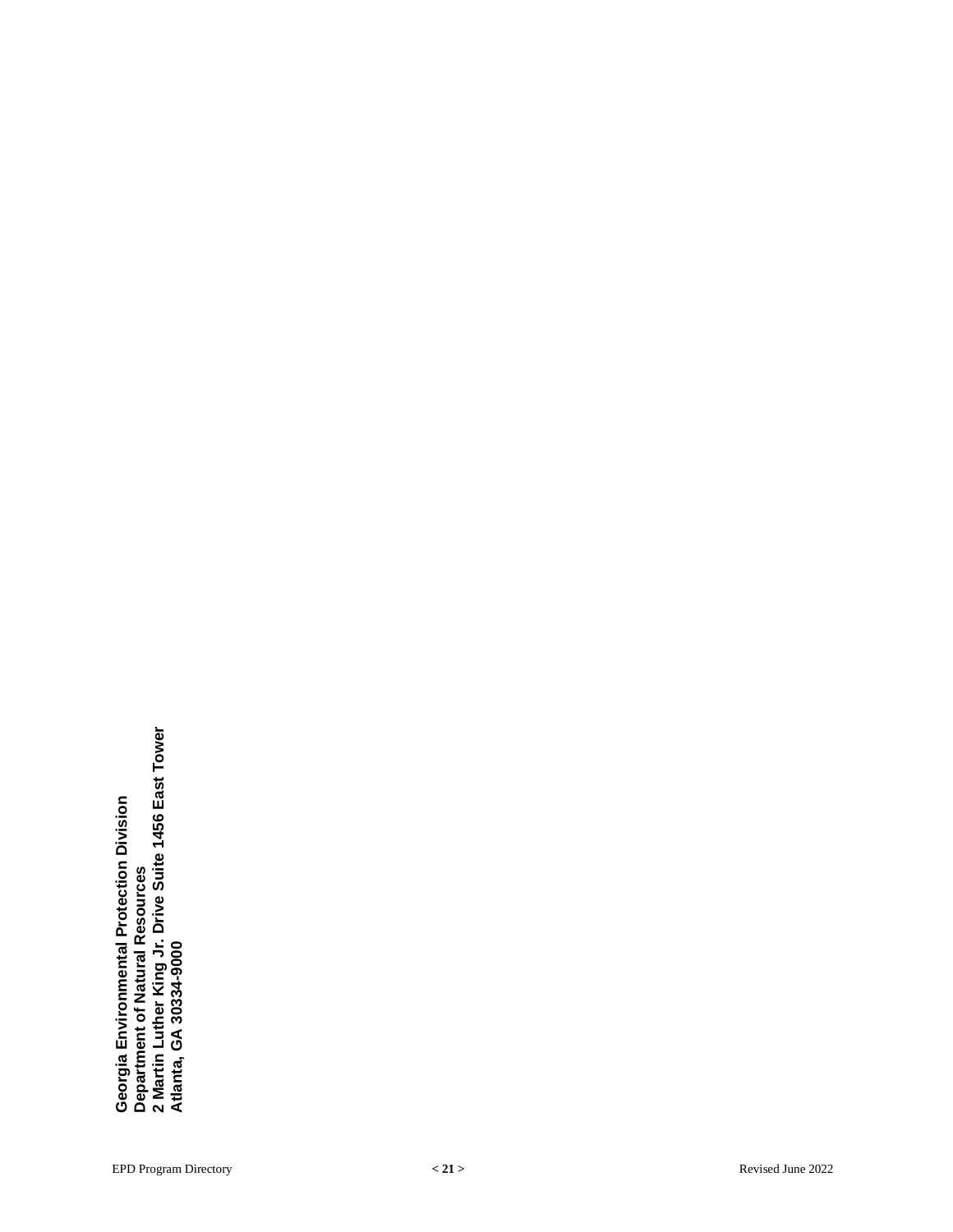**Georgia Environmental Protection Division**
**Department of Natural Resources**
**2 Martin Luther King Jr. Drive Suite 1456 East Tower**
**Atlanta, GA 30334-9000**